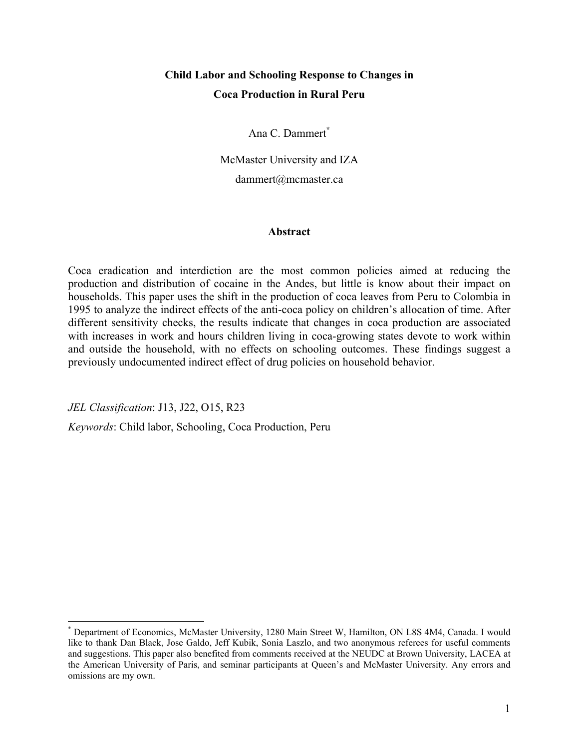# Child Labor and Schooling Response to Changes in Coca Production in Rural Peru

Ana C. Dammert[*]

McMaster University and IZA

dammert@mcmaster.ca

## Abstract

Coca eradication and interdiction are the most common policies aimed at reducing the production and distribution of cocaine in the Andes, but little is know about their impact on households. This paper uses the shift in the production of coca leaves from Peru to Colombia in 1995 to analyze the indirect effects of the anti-coca policy on children's allocation of time. After different sensitivity checks, the results indicate that changes in coca production are associated with increases in work and hours children living in coca-growing states devote to work within and outside the household, with no effects on schooling outcomes. These findings suggest a previously undocumented indirect effect of drug policies on household behavior.

*JEL Classification*: J13, J22, O15, R23

*Keywords*: Child labor, Schooling, Coca Production, Peru

---

[*] Department of Economics, McMaster University, 1280 Main Street W, Hamilton, ON L8S 4M4, Canada. I would like to thank Dan Black, Jose Galdo, Jeff Kubik, Sonia Laszlo, and two anonymous referees for useful comments and suggestions. This paper also benefited from comments received at the NEUDC at Brown University, LACEA at the American University of Paris, and seminar participants at Queen's and McMaster University. Any errors and omissions are my own.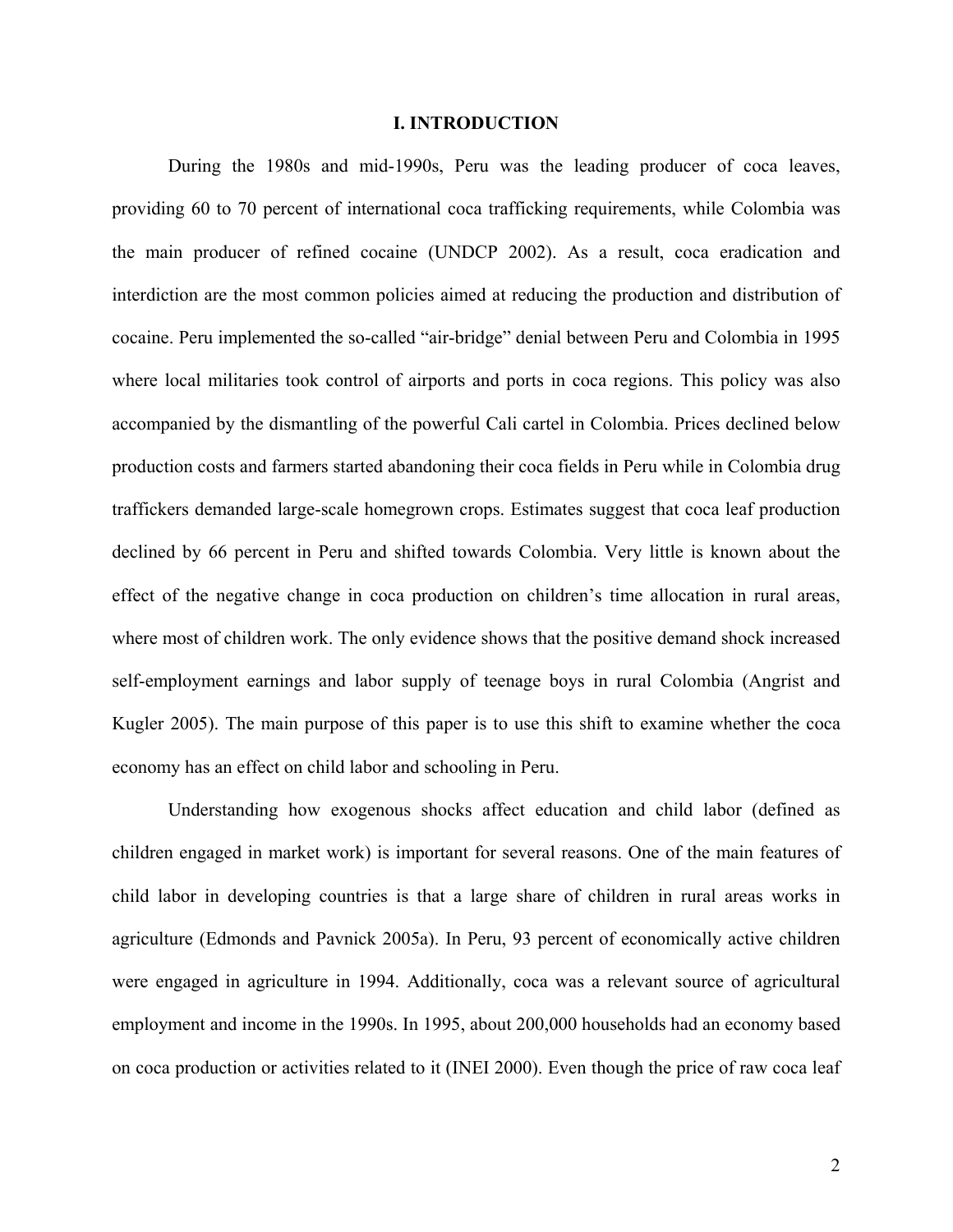# I. INTRODUCTION

During the 1980s and mid-1990s, Peru was the leading producer of coca leaves, providing 60 to 70 percent of international coca trafficking requirements, while Colombia was the main producer of refined cocaine (UNDCP 2002). As a result, coca eradication and interdiction are the most common policies aimed at reducing the production and distribution of cocaine. Peru implemented the so-called "air-bridge" denial between Peru and Colombia in 1995 where local militaries took control of airports and ports in coca regions. This policy was also accompanied by the dismantling of the powerful Cali cartel in Colombia. Prices declined below production costs and farmers started abandoning their coca fields in Peru while in Colombia drug traffickers demanded large-scale homegrown crops. Estimates suggest that coca leaf production declined by 66 percent in Peru and shifted towards Colombia. Very little is known about the effect of the negative change in coca production on children's time allocation in rural areas, where most of children work. The only evidence shows that the positive demand shock increased self-employment earnings and labor supply of teenage boys in rural Colombia (Angrist and Kugler 2005). The main purpose of this paper is to use this shift to examine whether the coca economy has an effect on child labor and schooling in Peru.

Understanding how exogenous shocks affect education and child labor (defined as children engaged in market work) is important for several reasons. One of the main features of child labor in developing countries is that a large share of children in rural areas works in agriculture (Edmonds and Pavnick 2005a). In Peru, 93 percent of economically active children were engaged in agriculture in 1994. Additionally, coca was a relevant source of agricultural employment and income in the 1990s. In 1995, about 200,000 households had an economy based on coca production or activities related to it (INEI 2000). Even though the price of raw coca leaf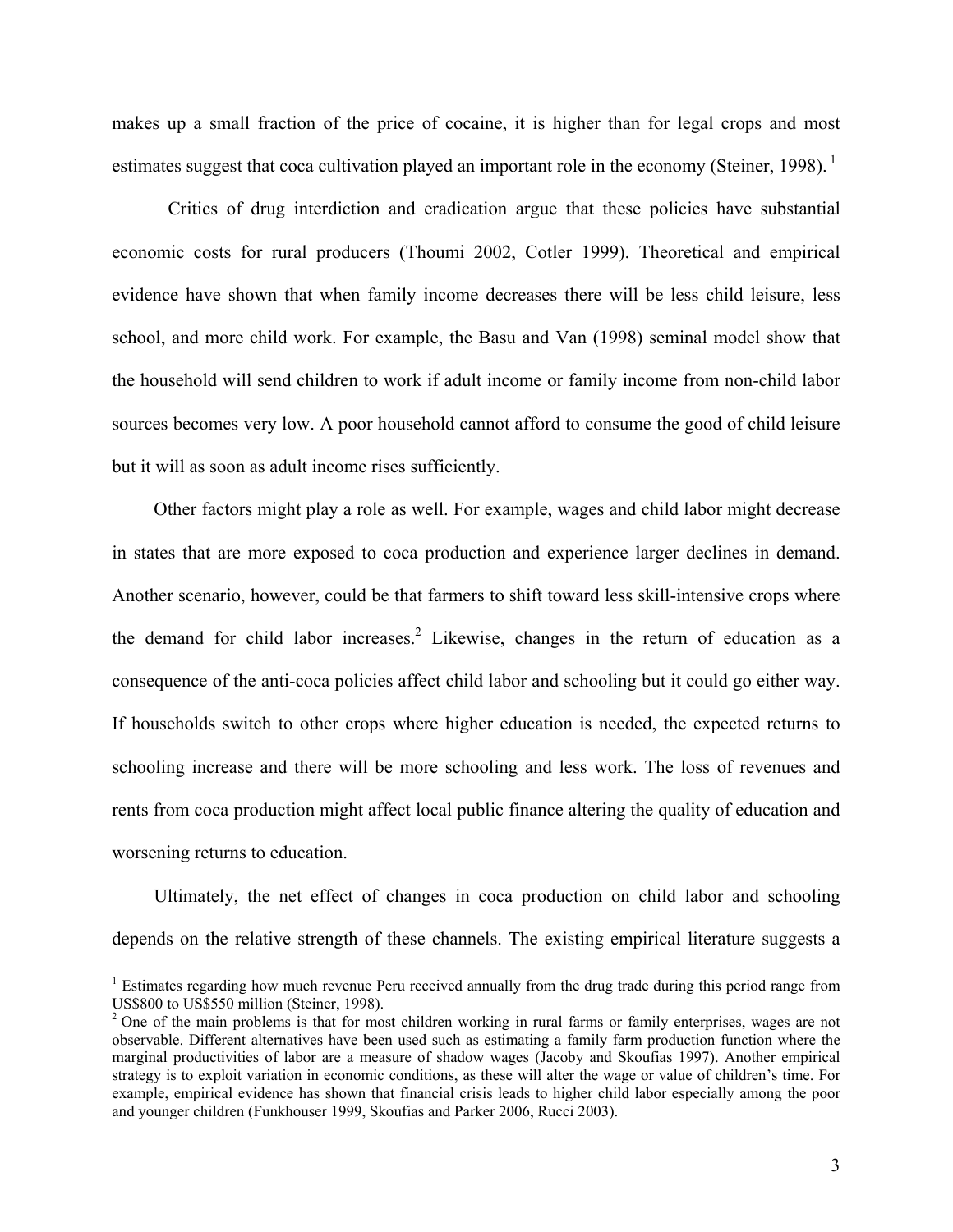makes up a small fraction of the price of cocaine, it is higher than for legal crops and most estimates suggest that coca cultivation played an important role in the economy (Steiner, 1998).[1]

Critics of drug interdiction and eradication argue that these policies have substantial economic costs for rural producers (Thoumi 2002, Cotler 1999). Theoretical and empirical evidence have shown that when family income decreases there will be less child leisure, less school, and more child work. For example, the Basu and Van (1998) seminal model show that the household will send children to work if adult income or family income from non-child labor sources becomes very low. A poor household cannot afford to consume the good of child leisure but it will as soon as adult income rises sufficiently.

Other factors might play a role as well. For example, wages and child labor might decrease in states that are more exposed to coca production and experience larger declines in demand. Another scenario, however, could be that farmers to shift toward less skill-intensive crops where the demand for child labor increases.[2] Likewise, changes in the return of education as a consequence of the anti-coca policies affect child labor and schooling but it could go either way. If households switch to other crops where higher education is needed, the expected returns to schooling increase and there will be more schooling and less work. The loss of revenues and rents from coca production might affect local public finance altering the quality of education and worsening returns to education.

Ultimately, the net effect of changes in coca production on child labor and schooling depends on the relative strength of these channels. The existing empirical literature suggests a

---

[1] Estimates regarding how much revenue Peru received annually from the drug trade during this period range from US$800 to US$550 million (Steiner, 1998).

[2] One of the main problems is that for most children working in rural farms or family enterprises, wages are not observable. Different alternatives have been used such as estimating a family farm production function where the marginal productivities of labor are a measure of shadow wages (Jacoby and Skoufias 1997). Another empirical strategy is to exploit variation in economic conditions, as these will alter the wage or value of children's time. For example, empirical evidence has shown that financial crisis leads to higher child labor especially among the poor and younger children (Funkhouser 1999, Skoufias and Parker 2006, Rucci 2003).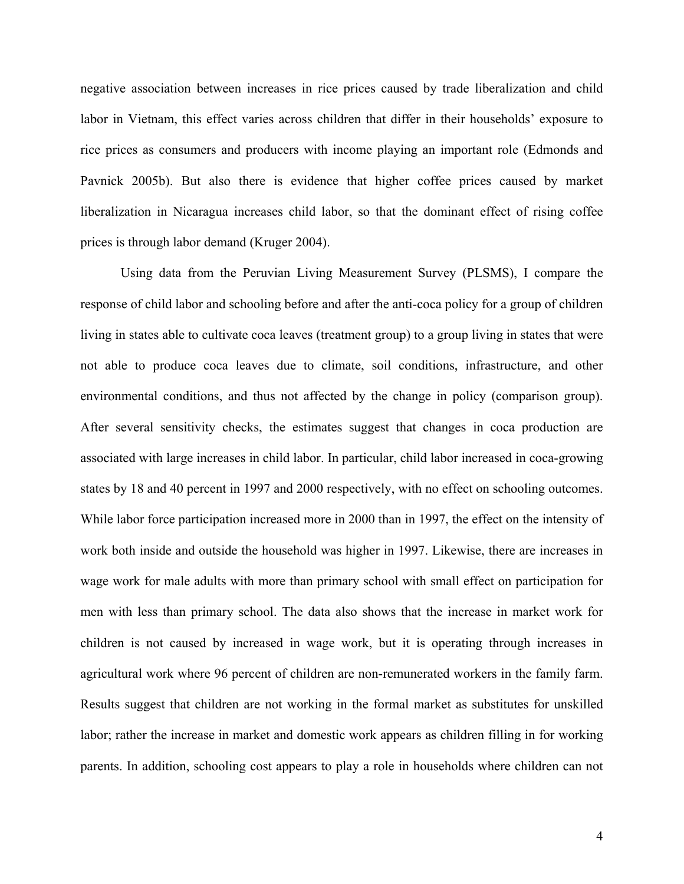negative association between increases in rice prices caused by trade liberalization and child labor in Vietnam, this effect varies across children that differ in their households' exposure to rice prices as consumers and producers with income playing an important role (Edmonds and Pavnick 2005b). But also there is evidence that higher coffee prices caused by market liberalization in Nicaragua increases child labor, so that the dominant effect of rising coffee prices is through labor demand (Kruger 2004).

Using data from the Peruvian Living Measurement Survey (PLSMS), I compare the response of child labor and schooling before and after the anti-coca policy for a group of children living in states able to cultivate coca leaves (treatment group) to a group living in states that were not able to produce coca leaves due to climate, soil conditions, infrastructure, and other environmental conditions, and thus not affected by the change in policy (comparison group). After several sensitivity checks, the estimates suggest that changes in coca production are associated with large increases in child labor. In particular, child labor increased in coca-growing states by 18 and 40 percent in 1997 and 2000 respectively, with no effect on schooling outcomes. While labor force participation increased more in 2000 than in 1997, the effect on the intensity of work both inside and outside the household was higher in 1997. Likewise, there are increases in wage work for male adults with more than primary school with small effect on participation for men with less than primary school. The data also shows that the increase in market work for children is not caused by increased in wage work, but it is operating through increases in agricultural work where 96 percent of children are non-remunerated workers in the family farm. Results suggest that children are not working in the formal market as substitutes for unskilled labor; rather the increase in market and domestic work appears as children filling in for working parents. In addition, schooling cost appears to play a role in households where children can not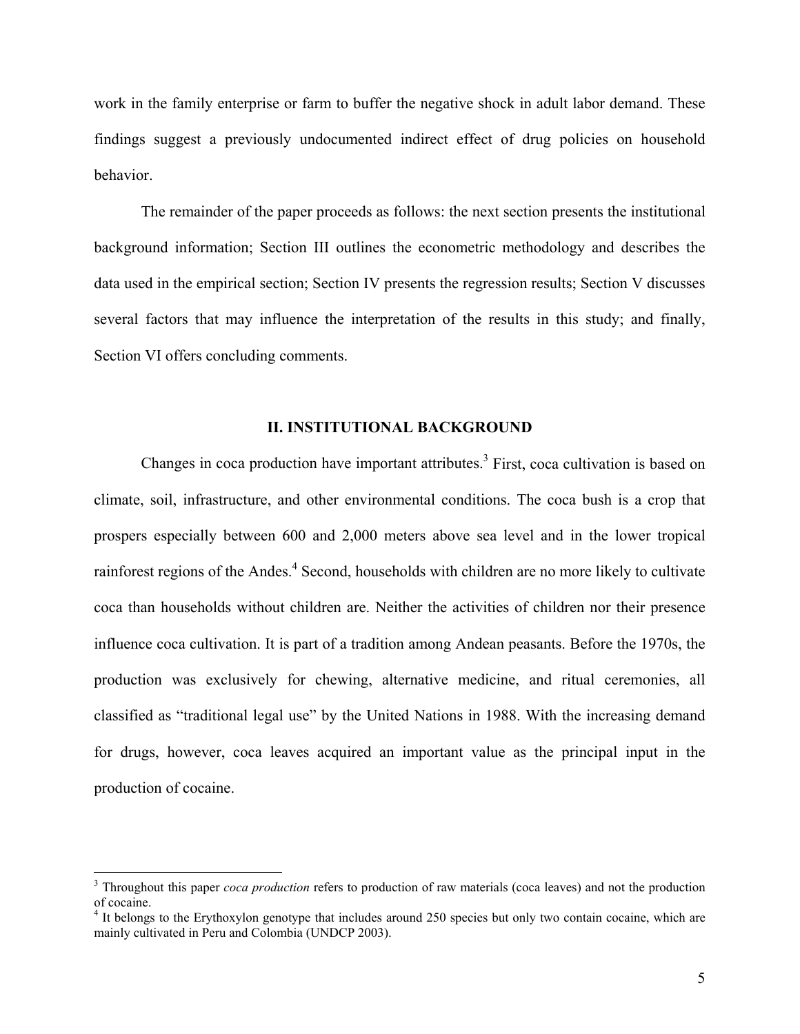work in the family enterprise or farm to buffer the negative shock in adult labor demand. These findings suggest a previously undocumented indirect effect of drug policies on household behavior.

The remainder of the paper proceeds as follows: the next section presents the institutional background information; Section III outlines the econometric methodology and describes the data used in the empirical section; Section IV presents the regression results; Section V discusses several factors that may influence the interpretation of the results in this study; and finally, Section VI offers concluding comments.

## II. INSTITUTIONAL BACKGROUND

Changes in coca production have important attributes.[3] First, coca cultivation is based on climate, soil, infrastructure, and other environmental conditions. The coca bush is a crop that prospers especially between 600 and 2,000 meters above sea level and in the lower tropical rainforest regions of the Andes.[4] Second, households with children are no more likely to cultivate coca than households without children are. Neither the activities of children nor their presence influence coca cultivation. It is part of a tradition among Andean peasants. Before the 1970s, the production was exclusively for chewing, alternative medicine, and ritual ceremonies, all classified as "traditional legal use" by the United Nations in 1988. With the increasing demand for drugs, however, coca leaves acquired an important value as the principal input in the production of cocaine.

---

[3] Throughout this paper *coca production* refers to production of raw materials (coca leaves) and not the production of cocaine.

[4] It belongs to the Erythoxylon genotype that includes around 250 species but only two contain cocaine, which are mainly cultivated in Peru and Colombia (UNDCP 2003).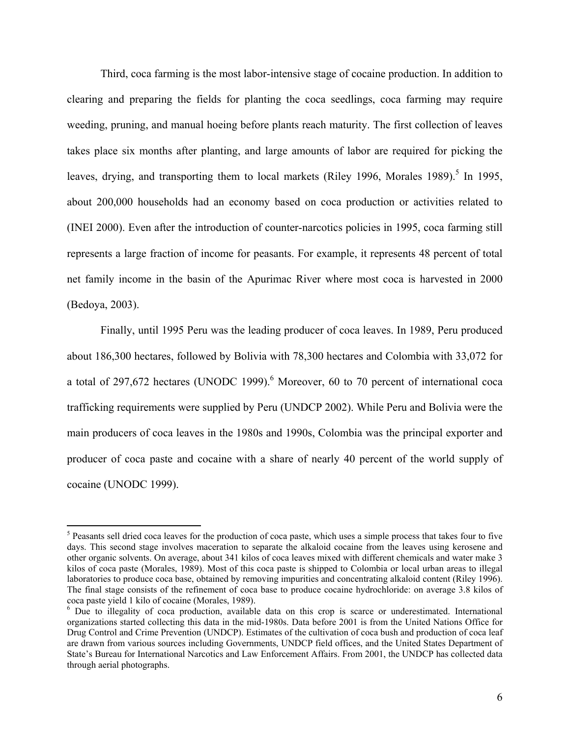Third, coca farming is the most labor-intensive stage of cocaine production. In addition to clearing and preparing the fields for planting the coca seedlings, coca farming may require weeding, pruning, and manual hoeing before plants reach maturity. The first collection of leaves takes place six months after planting, and large amounts of labor are required for picking the leaves, drying, and transporting them to local markets (Riley 1996, Morales 1989).[5] In 1995, about 200,000 households had an economy based on coca production or activities related to (INEI 2000). Even after the introduction of counter-narcotics policies in 1995, coca farming still represents a large fraction of income for peasants. For example, it represents 48 percent of total net family income in the basin of the Apurimac River where most coca is harvested in 2000 (Bedoya, 2003).

Finally, until 1995 Peru was the leading producer of coca leaves. In 1989, Peru produced about 186,300 hectares, followed by Bolivia with 78,300 hectares and Colombia with 33,072 for a total of 297,672 hectares (UNODC 1999).[6] Moreover, 60 to 70 percent of international coca trafficking requirements were supplied by Peru (UNDCP 2002). While Peru and Bolivia were the main producers of coca leaves in the 1980s and 1990s, Colombia was the principal exporter and producer of coca paste and cocaine with a share of nearly 40 percent of the world supply of cocaine (UNODC 1999).

---

[5] Peasants sell dried coca leaves for the production of coca paste, which uses a simple process that takes four to five days. This second stage involves maceration to separate the alkaloid cocaine from the leaves using kerosene and other organic solvents. On average, about 341 kilos of coca leaves mixed with different chemicals and water make 3 kilos of coca paste (Morales, 1989). Most of this coca paste is shipped to Colombia or local urban areas to illegal laboratories to produce coca base, obtained by removing impurities and concentrating alkaloid content (Riley 1996). The final stage consists of the refinement of coca base to produce cocaine hydrochloride: on average 3.8 kilos of coca paste yield 1 kilo of cocaine (Morales, 1989).

[6] Due to illegality of coca production, available data on this crop is scarce or underestimated. International organizations started collecting this data in the mid-1980s. Data before 2001 is from the United Nations Office for Drug Control and Crime Prevention (UNDCP). Estimates of the cultivation of coca bush and production of coca leaf are drawn from various sources including Governments, UNDCP field offices, and the United States Department of State's Bureau for International Narcotics and Law Enforcement Affairs. From 2001, the UNDCP has collected data through aerial photographs.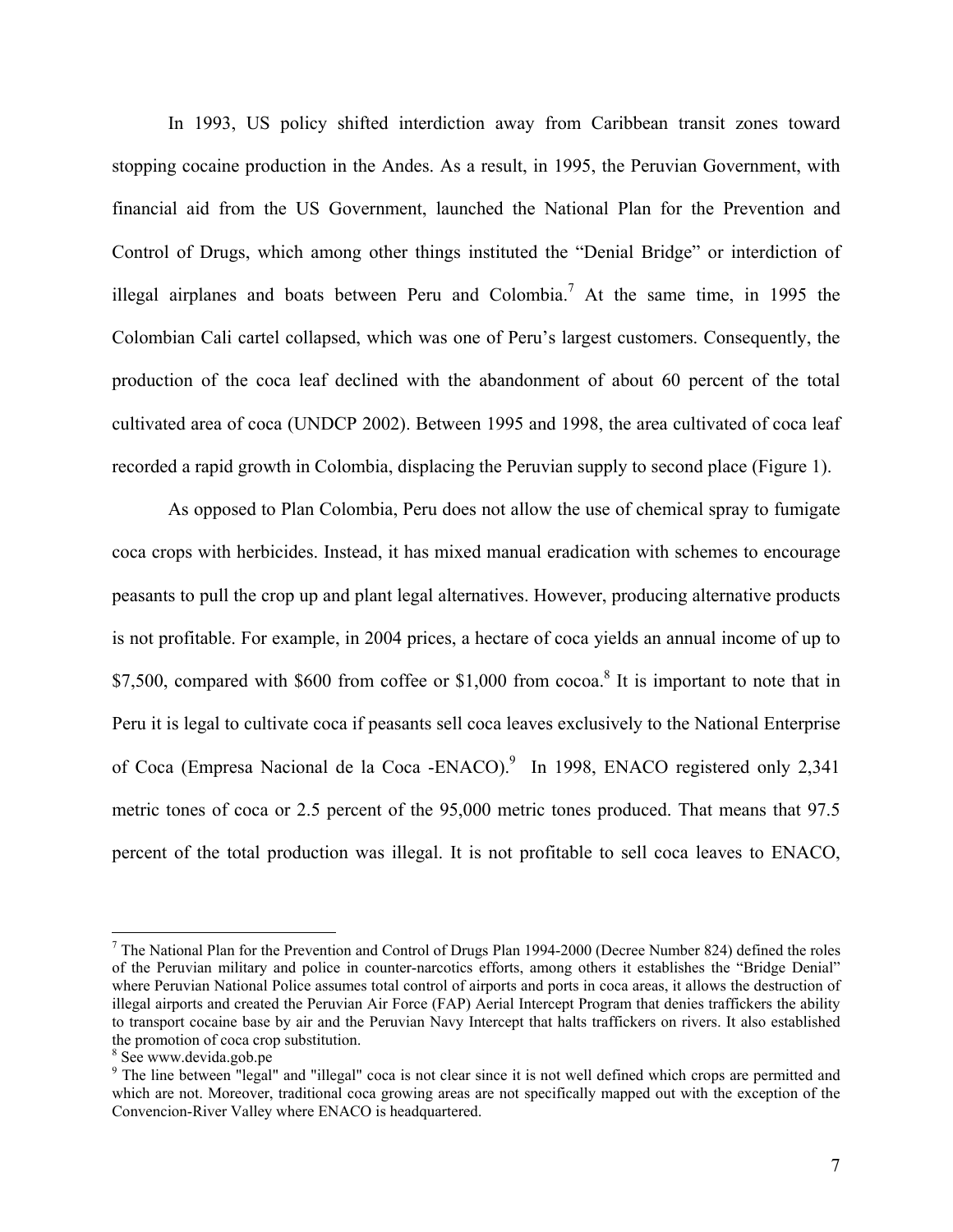In 1993, US policy shifted interdiction away from Caribbean transit zones toward stopping cocaine production in the Andes. As a result, in 1995, the Peruvian Government, with financial aid from the US Government, launched the National Plan for the Prevention and Control of Drugs, which among other things instituted the "Denial Bridge" or interdiction of illegal airplanes and boats between Peru and Colombia.[7] At the same time, in 1995 the Colombian Cali cartel collapsed, which was one of Peru's largest customers. Consequently, the production of the coca leaf declined with the abandonment of about 60 percent of the total cultivated area of coca (UNDCP 2002). Between 1995 and 1998, the area cultivated of coca leaf recorded a rapid growth in Colombia, displacing the Peruvian supply to second place (Figure 1).

As opposed to Plan Colombia, Peru does not allow the use of chemical spray to fumigate coca crops with herbicides. Instead, it has mixed manual eradication with schemes to encourage peasants to pull the crop up and plant legal alternatives. However, producing alternative products is not profitable. For example, in 2004 prices, a hectare of coca yields an annual income of up to $7,500, compared with $600 from coffee or $1,000 from cocoa.[8] It is important to note that in Peru it is legal to cultivate coca if peasants sell coca leaves exclusively to the National Enterprise of Coca (Empresa Nacional de la Coca -ENACO).[9] In 1998, ENACO registered only 2,341 metric tones of coca or 2.5 percent of the 95,000 metric tones produced. That means that 97.5 percent of the total production was illegal. It is not profitable to sell coca leaves to ENACO,

---

[7] The National Plan for the Prevention and Control of Drugs Plan 1994-2000 (Decree Number 824) defined the roles of the Peruvian military and police in counter-narcotics efforts, among others it establishes the "Bridge Denial" where Peruvian National Police assumes total control of airports and ports in coca areas, it allows the destruction of illegal airports and created the Peruvian Air Force (FAP) Aerial Intercept Program that denies traffickers the ability to transport cocaine base by air and the Peruvian Navy Intercept that halts traffickers on rivers. It also established the promotion of coca crop substitution.

[8] See www.devida.gob.pe

[9] The line between "legal" and "illegal" coca is not clear since it is not well defined which crops are permitted and which are not. Moreover, traditional coca growing areas are not specifically mapped out with the exception of the Convencion-River Valley where ENACO is headquartered.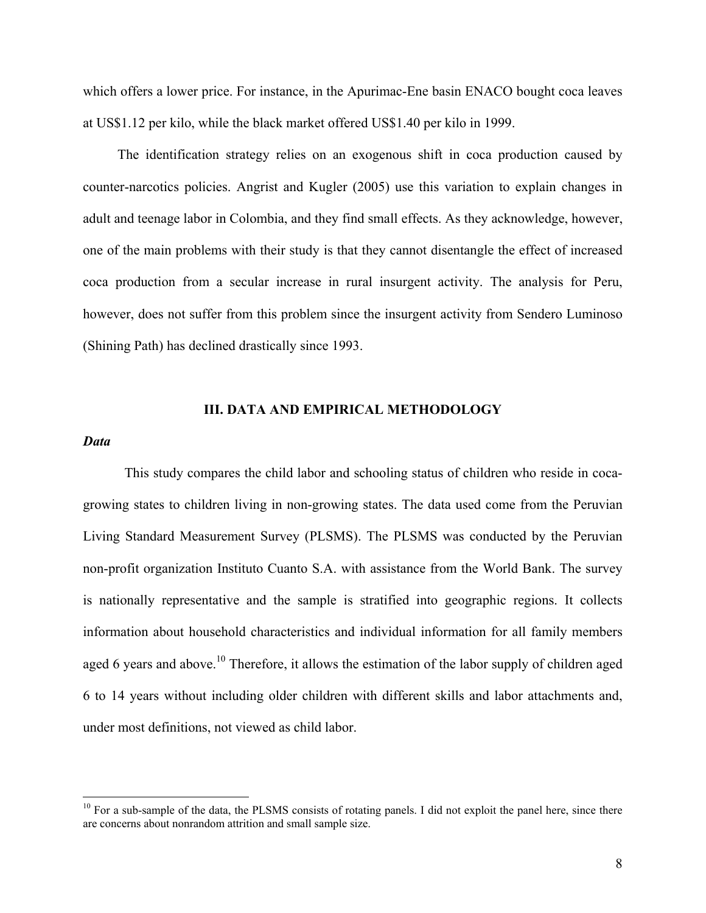which offers a lower price. For instance, in the Apurimac-Ene basin ENACO bought coca leaves at US$1.12 per kilo, while the black market offered US$1.40 per kilo in 1999.

The identification strategy relies on an exogenous shift in coca production caused by counter-narcotics policies. Angrist and Kugler (2005) use this variation to explain changes in adult and teenage labor in Colombia, and they find small effects. As they acknowledge, however, one of the main problems with their study is that they cannot disentangle the effect of increased coca production from a secular increase in rural insurgent activity. The analysis for Peru, however, does not suffer from this problem since the insurgent activity from Sendero Luminoso (Shining Path) has declined drastically since 1993.

## III. DATA AND EMPIRICAL METHODOLOGY

### *Data*

This study compares the child labor and schooling status of children who reside in coca-growing states to children living in non-growing states. The data used come from the Peruvian Living Standard Measurement Survey (PLSMS). The PLSMS was conducted by the Peruvian non-profit organization Instituto Cuanto S.A. with assistance from the World Bank. The survey is nationally representative and the sample is stratified into geographic regions. It collects information about household characteristics and individual information for all family members aged 6 years and above.[10] Therefore, it allows the estimation of the labor supply of children aged 6 to 14 years without including older children with different skills and labor attachments and, under most definitions, not viewed as child labor.

[10] For a sub-sample of the data, the PLSMS consists of rotating panels. I did not exploit the panel here, since there are concerns about nonrandom attrition and small sample size.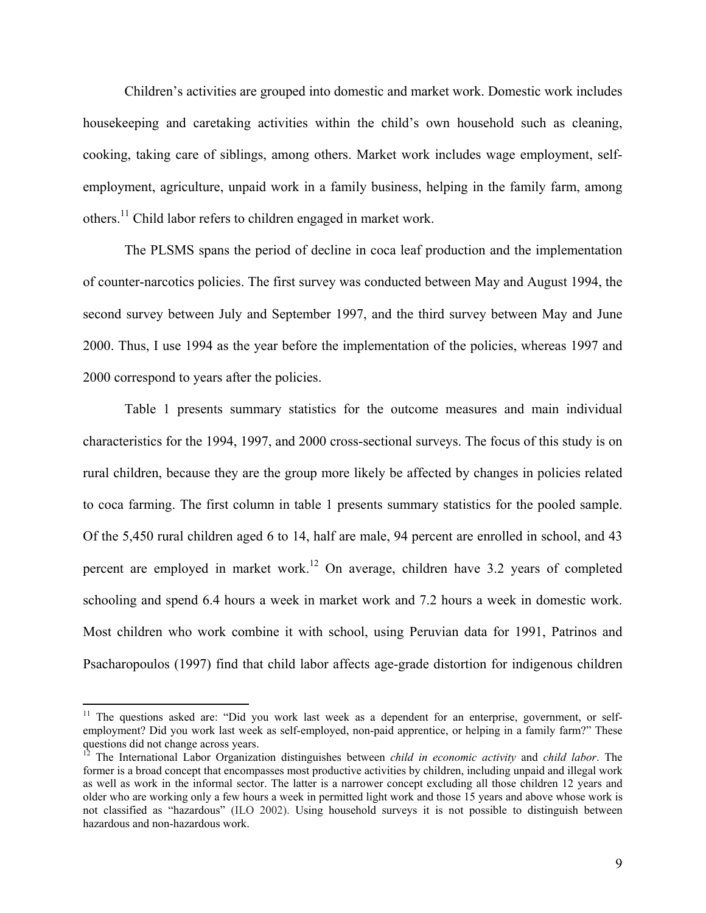Children's activities are grouped into domestic and market work. Domestic work includes housekeeping and caretaking activities within the child's own household such as cleaning, cooking, taking care of siblings, among others. Market work includes wage employment, self-employment, agriculture, unpaid work in a family business, helping in the family farm, among others.[11] Child labor refers to children engaged in market work.

The PLSMS spans the period of decline in coca leaf production and the implementation of counter-narcotics policies. The first survey was conducted between May and August 1994, the second survey between July and September 1997, and the third survey between May and June 2000. Thus, I use 1994 as the year before the implementation of the policies, whereas 1997 and 2000 correspond to years after the policies.

Table 1 presents summary statistics for the outcome measures and main individual characteristics for the 1994, 1997, and 2000 cross-sectional surveys. The focus of this study is on rural children, because they are the group more likely be affected by changes in policies related to coca farming. The first column in table 1 presents summary statistics for the pooled sample. Of the 5,450 rural children aged 6 to 14, half are male, 94 percent are enrolled in school, and 43 percent are employed in market work.[12] On average, children have 3.2 years of completed schooling and spend 6.4 hours a week in market work and 7.2 hours a week in domestic work. Most children who work combine it with school, using Peruvian data for 1991, Patrinos and Psacharopoulos (1997) find that child labor affects age-grade distortion for indigenous children

---

[11] The questions asked are: "Did you work last week as a dependent for an enterprise, government, or self-employment? Did you work last week as self-employed, non-paid apprentice, or helping in a family farm?" These questions did not change across years.

[12] The International Labor Organization distinguishes between *child in economic activity* and *child labor*. The former is a broad concept that encompasses most productive activities by children, including unpaid and illegal work as well as work in the informal sector. The latter is a narrower concept excluding all those children 12 years and older who are working only a few hours a week in permitted light work and those 15 years and above whose work is not classified as "hazardous" (ILO 2002). Using household surveys it is not possible to distinguish between hazardous and non-hazardous work.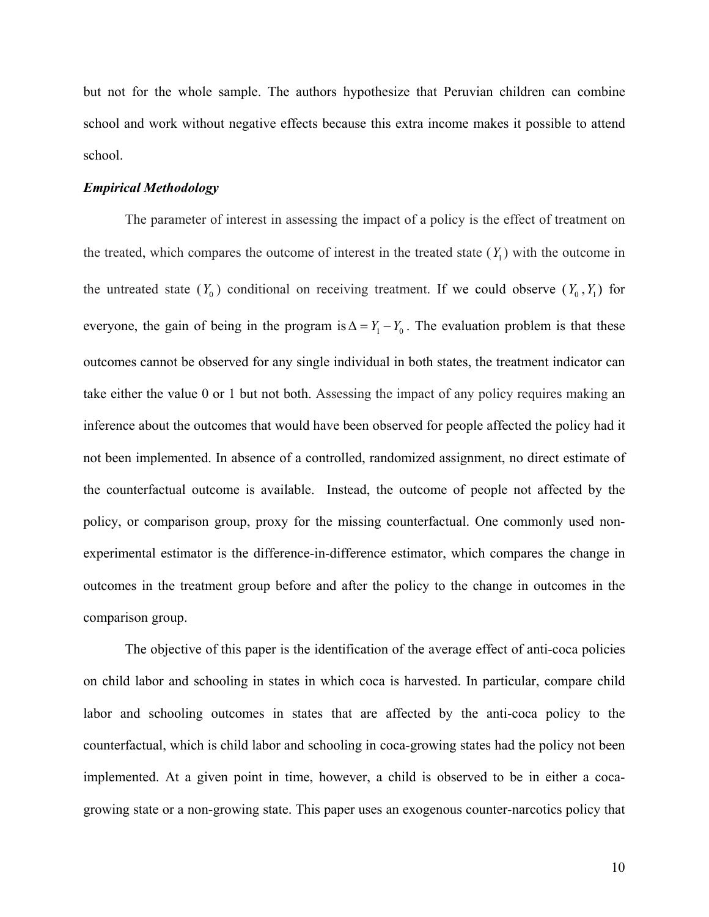but not for the whole sample. The authors hypothesize that Peruvian children can combine school and work without negative effects because this extra income makes it possible to attend school.

***Empirical Methodology***

The parameter of interest in assessing the impact of a policy is the effect of treatment on the treated, which compares the outcome of interest in the treated state ($Y_1$) with the outcome in the untreated state ($Y_0$) conditional on receiving treatment. If we could observe ($Y_0, Y_1$) for everyone, the gain of being in the program is $\Delta = Y_1 - Y_0$. The evaluation problem is that these outcomes cannot be observed for any single individual in both states, the treatment indicator can take either the value 0 or 1 but not both. Assessing the impact of any policy requires making an inference about the outcomes that would have been observed for people affected the policy had it not been implemented. In absence of a controlled, randomized assignment, no direct estimate of the counterfactual outcome is available. Instead, the outcome of people not affected by the policy, or comparison group, proxy for the missing counterfactual. One commonly used non-experimental estimator is the difference-in-difference estimator, which compares the change in outcomes in the treatment group before and after the policy to the change in outcomes in the comparison group.

The objective of this paper is the identification of the average effect of anti-coca policies on child labor and schooling in states in which coca is harvested. In particular, compare child labor and schooling outcomes in states that are affected by the anti-coca policy to the counterfactual, which is child labor and schooling in coca-growing states had the policy not been implemented. At a given point in time, however, a child is observed to be in either a coca-growing state or a non-growing state. This paper uses an exogenous counter-narcotics policy that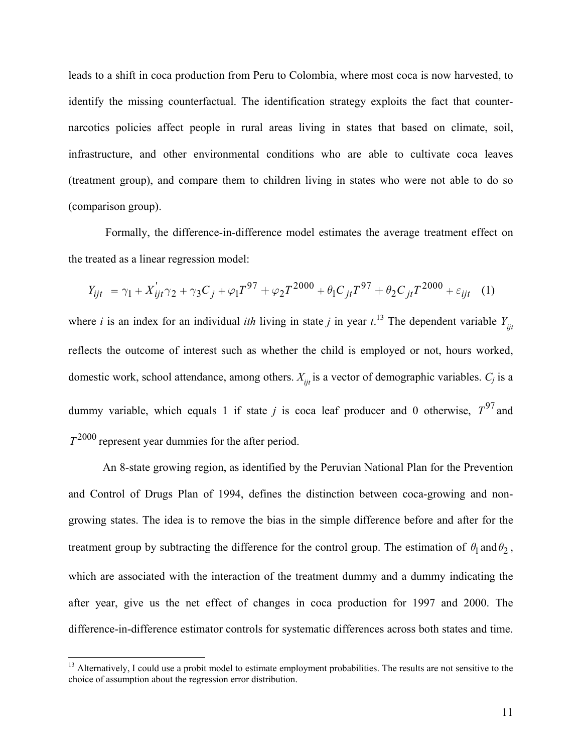leads to a shift in coca production from Peru to Colombia, where most coca is now harvested, to identify the missing counterfactual. The identification strategy exploits the fact that counter-narcotics policies affect people in rural areas living in states that based on climate, soil, infrastructure, and other environmental conditions who are able to cultivate coca leaves (treatment group), and compare them to children living in states who were not able to do so (comparison group).

Formally, the difference-in-difference model estimates the average treatment effect on the treated as a linear regression model:

$$Y_{ijt} = \gamma_1 + X_{ijt}^{'}\gamma_2 + \gamma_3 C_j + \varphi_1 T^{97} + \varphi_2 T^{2000} + \theta_1 C_{jt} T^{97} + \theta_2 C_{jt} T^{2000} + \varepsilon_{ijt} \quad (1)$$

where *i* is an index for an individual *ith* living in state *j* in year *t*.[13] The dependent variable $Y_{ijt}$ reflects the outcome of interest such as whether the child is employed or not, hours worked, domestic work, school attendance, among others. $X_{ijt}$ is a vector of demographic variables. $C_j$ is a dummy variable, which equals 1 if state *j* is coca leaf producer and 0 otherwise, $T^{97}$ and $T^{2000}$ represent year dummies for the after period.

An 8-state growing region, as identified by the Peruvian National Plan for the Prevention and Control of Drugs Plan of 1994, defines the distinction between coca-growing and non-growing states. The idea is to remove the bias in the simple difference before and after for the treatment group by subtracting the difference for the control group. The estimation of $\theta_1$ and $\theta_2$, which are associated with the interaction of the treatment dummy and a dummy indicating the after year, give us the net effect of changes in coca production for 1997 and 2000. The difference-in-difference estimator controls for systematic differences across both states and time.

[13] Alternatively, I could use a probit model to estimate employment probabilities. The results are not sensitive to the choice of assumption about the regression error distribution.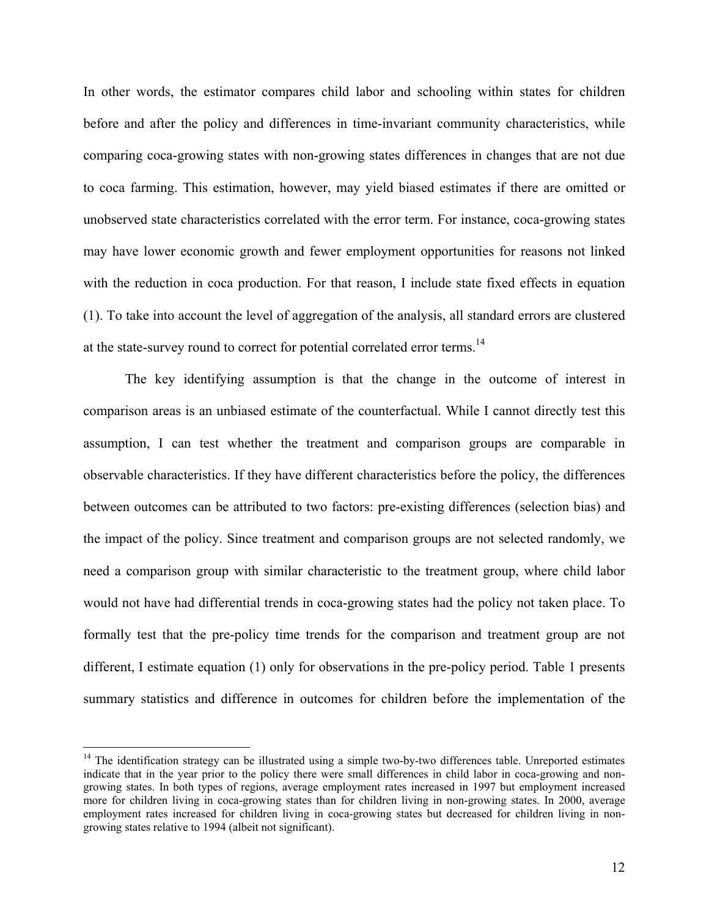In other words, the estimator compares child labor and schooling within states for children before and after the policy and differences in time-invariant community characteristics, while comparing coca-growing states with non-growing states differences in changes that are not due to coca farming. This estimation, however, may yield biased estimates if there are omitted or unobserved state characteristics correlated with the error term. For instance, coca-growing states may have lower economic growth and fewer employment opportunities for reasons not linked with the reduction in coca production. For that reason, I include state fixed effects in equation (1). To take into account the level of aggregation of the analysis, all standard errors are clustered at the state-survey round to correct for potential correlated error terms.[14]

The key identifying assumption is that the change in the outcome of interest in comparison areas is an unbiased estimate of the counterfactual. While I cannot directly test this assumption, I can test whether the treatment and comparison groups are comparable in observable characteristics. If they have different characteristics before the policy, the differences between outcomes can be attributed to two factors: pre-existing differences (selection bias) and the impact of the policy. Since treatment and comparison groups are not selected randomly, we need a comparison group with similar characteristic to the treatment group, where child labor would not have had differential trends in coca-growing states had the policy not taken place. To formally test that the pre-policy time trends for the comparison and treatment group are not different, I estimate equation (1) only for observations in the pre-policy period. Table 1 presents summary statistics and difference in outcomes for children before the implementation of the

---

[14] The identification strategy can be illustrated using a simple two-by-two differences table. Unreported estimates indicate that in the year prior to the policy there were small differences in child labor in coca-growing and non-growing states. In both types of regions, average employment rates increased in 1997 but employment increased more for children living in coca-growing states than for children living in non-growing states. In 2000, average employment rates increased for children living in coca-growing states but decreased for children living in non-growing states relative to 1994 (albeit not significant).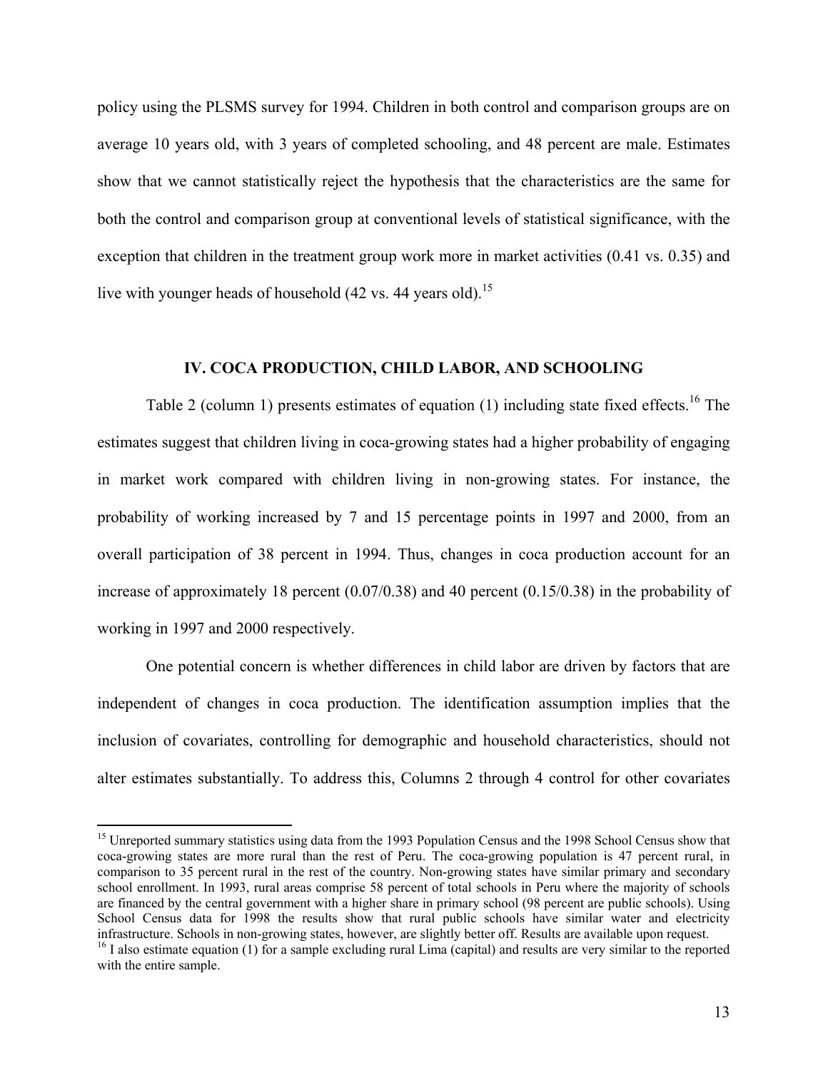policy using the PLSMS survey for 1994. Children in both control and comparison groups are on average 10 years old, with 3 years of completed schooling, and 48 percent are male. Estimates show that we cannot statistically reject the hypothesis that the characteristics are the same for both the control and comparison group at conventional levels of statistical significance, with the exception that children in the treatment group work more in market activities (0.41 vs. 0.35) and live with younger heads of household (42 vs. 44 years old).[15]

## IV. COCA PRODUCTION, CHILD LABOR, AND SCHOOLING

Table 2 (column 1) presents estimates of equation (1) including state fixed effects.[16] The estimates suggest that children living in coca-growing states had a higher probability of engaging in market work compared with children living in non-growing states. For instance, the probability of working increased by 7 and 15 percentage points in 1997 and 2000, from an overall participation of 38 percent in 1994. Thus, changes in coca production account for an increase of approximately 18 percent (0.07/0.38) and 40 percent (0.15/0.38) in the probability of working in 1997 and 2000 respectively.

One potential concern is whether differences in child labor are driven by factors that are independent of changes in coca production. The identification assumption implies that the inclusion of covariates, controlling for demographic and household characteristics, should not alter estimates substantially. To address this, Columns 2 through 4 control for other covariates

---

[15] Unreported summary statistics using data from the 1993 Population Census and the 1998 School Census show that coca-growing states are more rural than the rest of Peru. The coca-growing population is 47 percent rural, in comparison to 35 percent rural in the rest of the country. Non-growing states have similar primary and secondary school enrollment. In 1993, rural areas comprise 58 percent of total schools in Peru where the majority of schools are financed by the central government with a higher share in primary school (98 percent are public schools). Using School Census data for 1998 the results show that rural public schools have similar water and electricity infrastructure. Schools in non-growing states, however, are slightly better off. Results are available upon request.

[16] I also estimate equation (1) for a sample excluding rural Lima (capital) and results are very similar to the reported with the entire sample.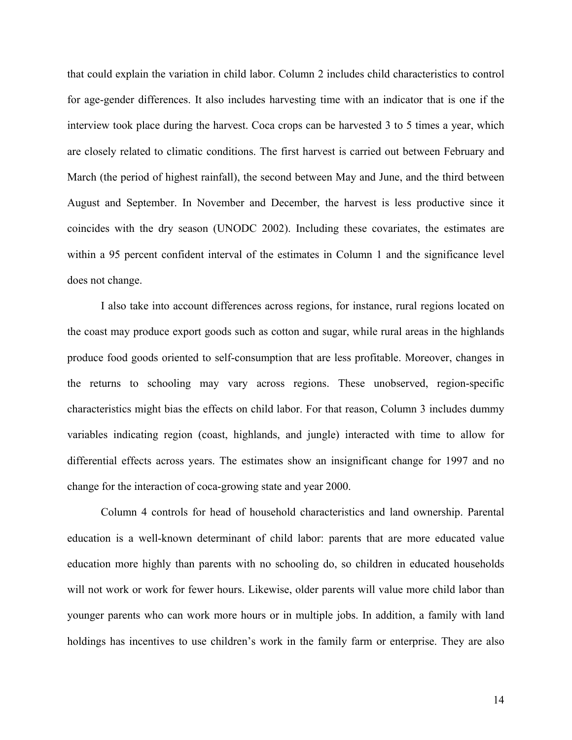that could explain the variation in child labor. Column 2 includes child characteristics to control for age-gender differences. It also includes harvesting time with an indicator that is one if the interview took place during the harvest. Coca crops can be harvested 3 to 5 times a year, which are closely related to climatic conditions. The first harvest is carried out between February and March (the period of highest rainfall), the second between May and June, and the third between August and September. In November and December, the harvest is less productive since it coincides with the dry season (UNODC 2002). Including these covariates, the estimates are within a 95 percent confident interval of the estimates in Column 1 and the significance level does not change.

I also take into account differences across regions, for instance, rural regions located on the coast may produce export goods such as cotton and sugar, while rural areas in the highlands produce food goods oriented to self-consumption that are less profitable. Moreover, changes in the returns to schooling may vary across regions. These unobserved, region-specific characteristics might bias the effects on child labor. For that reason, Column 3 includes dummy variables indicating region (coast, highlands, and jungle) interacted with time to allow for differential effects across years. The estimates show an insignificant change for 1997 and no change for the interaction of coca-growing state and year 2000.

Column 4 controls for head of household characteristics and land ownership. Parental education is a well-known determinant of child labor: parents that are more educated value education more highly than parents with no schooling do, so children in educated households will not work or work for fewer hours. Likewise, older parents will value more child labor than younger parents who can work more hours or in multiple jobs. In addition, a family with land holdings has incentives to use children's work in the family farm or enterprise. They are also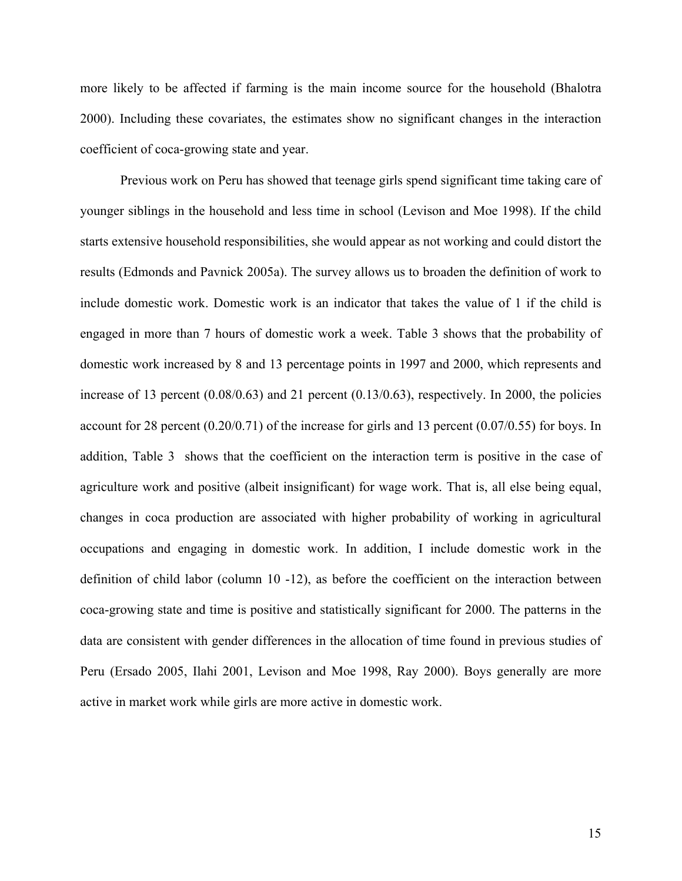more likely to be affected if farming is the main income source for the household (Bhalotra 2000). Including these covariates, the estimates show no significant changes in the interaction coefficient of coca-growing state and year.

Previous work on Peru has showed that teenage girls spend significant time taking care of younger siblings in the household and less time in school (Levison and Moe 1998). If the child starts extensive household responsibilities, she would appear as not working and could distort the results (Edmonds and Pavnick 2005a). The survey allows us to broaden the definition of work to include domestic work. Domestic work is an indicator that takes the value of 1 if the child is engaged in more than 7 hours of domestic work a week. Table 3 shows that the probability of domestic work increased by 8 and 13 percentage points in 1997 and 2000, which represents and increase of 13 percent (0.08/0.63) and 21 percent (0.13/0.63), respectively. In 2000, the policies account for 28 percent (0.20/0.71) of the increase for girls and 13 percent (0.07/0.55) for boys. In addition, Table 3 shows that the coefficient on the interaction term is positive in the case of agriculture work and positive (albeit insignificant) for wage work. That is, all else being equal, changes in coca production are associated with higher probability of working in agricultural occupations and engaging in domestic work. In addition, I include domestic work in the definition of child labor (column 10 -12), as before the coefficient on the interaction between coca-growing state and time is positive and statistically significant for 2000. The patterns in the data are consistent with gender differences in the allocation of time found in previous studies of Peru (Ersado 2005, Ilahi 2001, Levison and Moe 1998, Ray 2000). Boys generally are more active in market work while girls are more active in domestic work.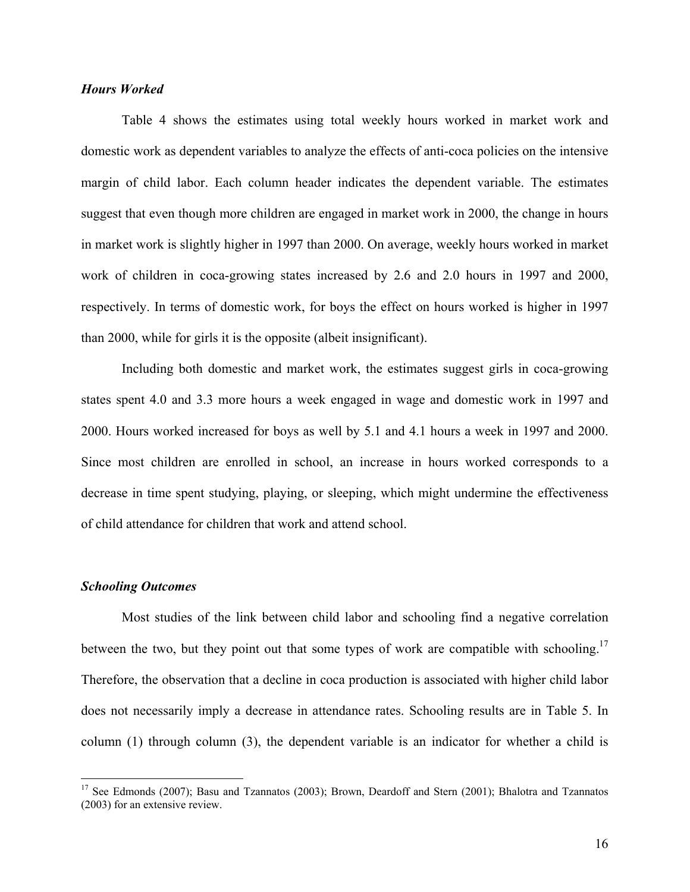***Hours Worked***

Table 4 shows the estimates using total weekly hours worked in market work and domestic work as dependent variables to analyze the effects of anti-coca policies on the intensive margin of child labor. Each column header indicates the dependent variable. The estimates suggest that even though more children are engaged in market work in 2000, the change in hours in market work is slightly higher in 1997 than 2000. On average, weekly hours worked in market work of children in coca-growing states increased by 2.6 and 2.0 hours in 1997 and 2000, respectively. In terms of domestic work, for boys the effect on hours worked is higher in 1997 than 2000, while for girls it is the opposite (albeit insignificant).

Including both domestic and market work, the estimates suggest girls in coca-growing states spent 4.0 and 3.3 more hours a week engaged in wage and domestic work in 1997 and 2000. Hours worked increased for boys as well by 5.1 and 4.1 hours a week in 1997 and 2000. Since most children are enrolled in school, an increase in hours worked corresponds to a decrease in time spent studying, playing, or sleeping, which might undermine the effectiveness of child attendance for children that work and attend school.

***Schooling Outcomes***

Most studies of the link between child labor and schooling find a negative correlation between the two, but they point out that some types of work are compatible with schooling.[17] Therefore, the observation that a decline in coca production is associated with higher child labor does not necessarily imply a decrease in attendance rates. Schooling results are in Table 5. In column (1) through column (3), the dependent variable is an indicator for whether a child is

[17] See Edmonds (2007); Basu and Tzannatos (2003); Brown, Deardoff and Stern (2001); Bhalotra and Tzannatos (2003) for an extensive review.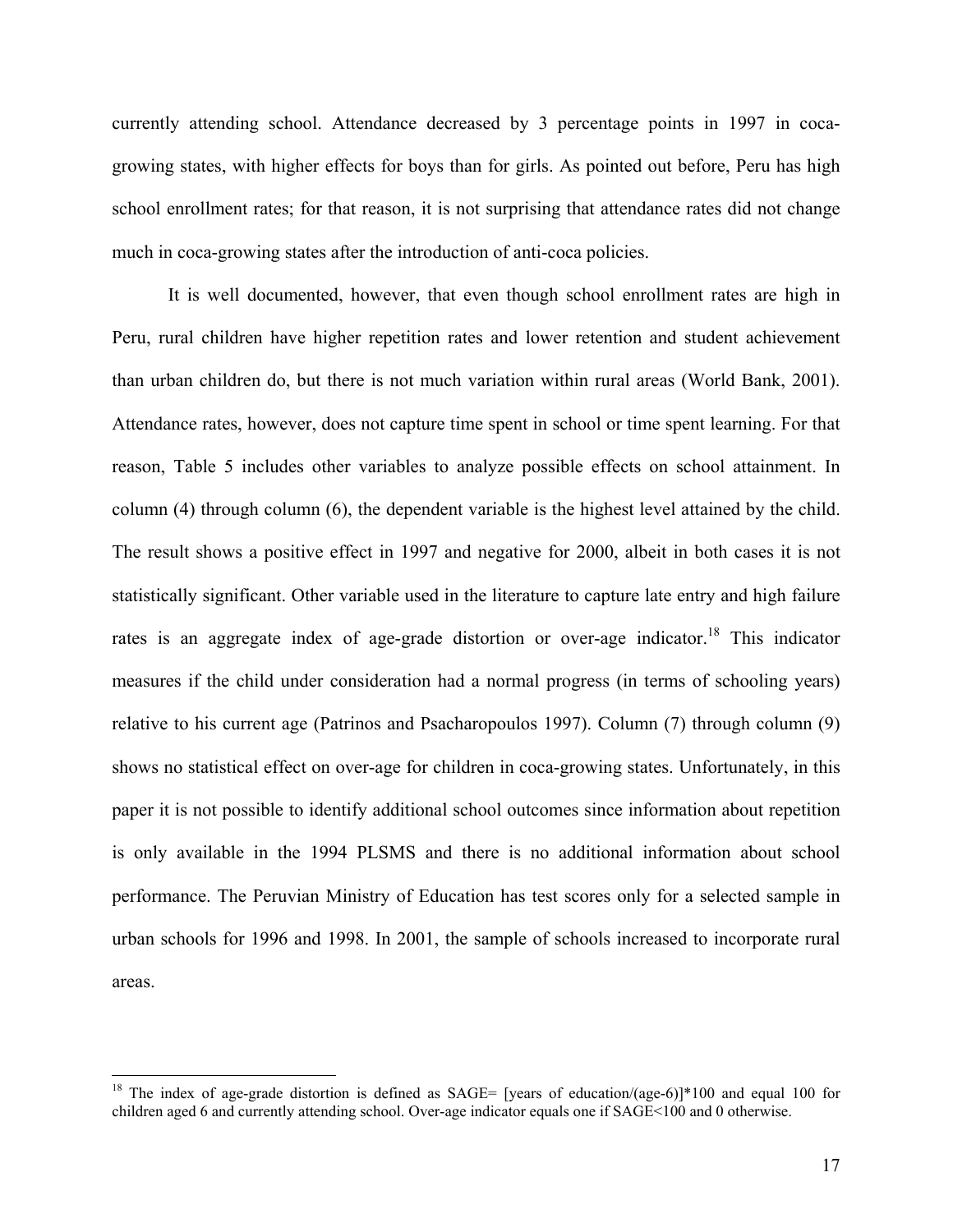currently attending school. Attendance decreased by 3 percentage points in 1997 in coca-growing states, with higher effects for boys than for girls. As pointed out before, Peru has high school enrollment rates; for that reason, it is not surprising that attendance rates did not change much in coca-growing states after the introduction of anti-coca policies.

It is well documented, however, that even though school enrollment rates are high in Peru, rural children have higher repetition rates and lower retention and student achievement than urban children do, but there is not much variation within rural areas (World Bank, 2001). Attendance rates, however, does not capture time spent in school or time spent learning. For that reason, Table 5 includes other variables to analyze possible effects on school attainment. In column (4) through column (6), the dependent variable is the highest level attained by the child. The result shows a positive effect in 1997 and negative for 2000, albeit in both cases it is not statistically significant. Other variable used in the literature to capture late entry and high failure rates is an aggregate index of age-grade distortion or over-age indicator.[18] This indicator measures if the child under consideration had a normal progress (in terms of schooling years) relative to his current age (Patrinos and Psacharopoulos 1997). Column (7) through column (9) shows no statistical effect on over-age for children in coca-growing states. Unfortunately, in this paper it is not possible to identify additional school outcomes since information about repetition is only available in the 1994 PLSMS and there is no additional information about school performance. The Peruvian Ministry of Education has test scores only for a selected sample in urban schools for 1996 and 1998. In 2001, the sample of schools increased to incorporate rural areas.

---

[18] The index of age-grade distortion is defined as SAGE= [years of education/(age-6)]*100 and equal 100 for children aged 6 and currently attending school. Over-age indicator equals one if SAGE<100 and 0 otherwise.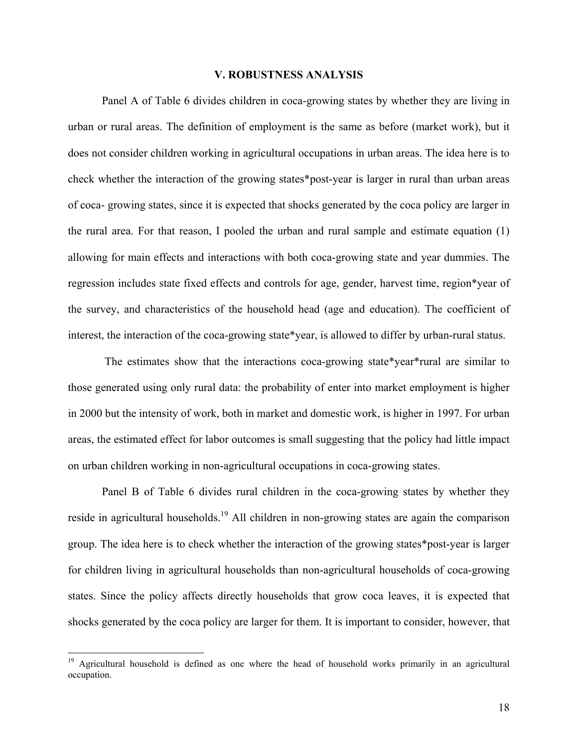## V. ROBUSTNESS ANALYSIS

Panel A of Table 6 divides children in coca-growing states by whether they are living in urban or rural areas. The definition of employment is the same as before (market work), but it does not consider children working in agricultural occupations in urban areas. The idea here is to check whether the interaction of the growing states*post-year is larger in rural than urban areas of coca- growing states, since it is expected that shocks generated by the coca policy are larger in the rural area. For that reason, I pooled the urban and rural sample and estimate equation (1) allowing for main effects and interactions with both coca-growing state and year dummies. The regression includes state fixed effects and controls for age, gender, harvest time, region*year of the survey, and characteristics of the household head (age and education). The coefficient of interest, the interaction of the coca-growing state*year, is allowed to differ by urban-rural status.

The estimates show that the interactions coca-growing state*year*rural are similar to those generated using only rural data: the probability of enter into market employment is higher in 2000 but the intensity of work, both in market and domestic work, is higher in 1997. For urban areas, the estimated effect for labor outcomes is small suggesting that the policy had little impact on urban children working in non-agricultural occupations in coca-growing states.

Panel B of Table 6 divides rural children in the coca-growing states by whether they reside in agricultural households.[19] All children in non-growing states are again the comparison group. The idea here is to check whether the interaction of the growing states*post-year is larger for children living in agricultural households than non-agricultural households of coca-growing states. Since the policy affects directly households that grow coca leaves, it is expected that shocks generated by the coca policy are larger for them. It is important to consider, however, that

[19] Agricultural household is defined as one where the head of household works primarily in an agricultural occupation.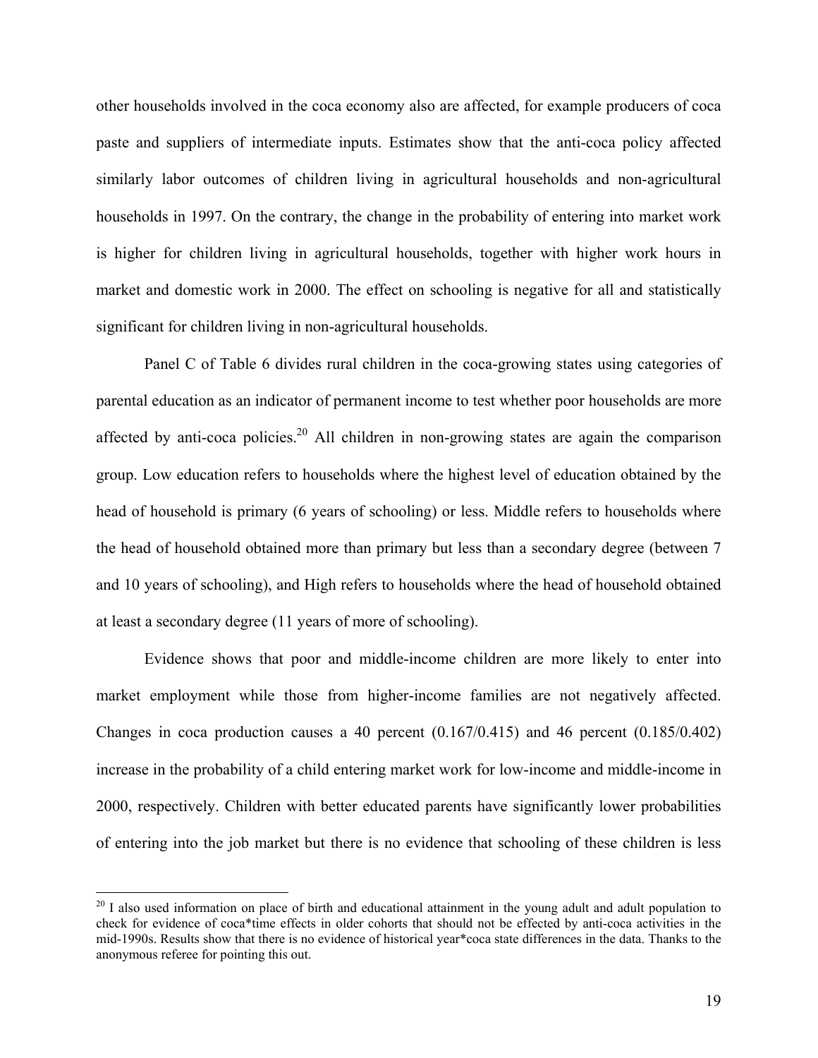other households involved in the coca economy also are affected, for example producers of coca paste and suppliers of intermediate inputs. Estimates show that the anti-coca policy affected similarly labor outcomes of children living in agricultural households and non-agricultural households in 1997. On the contrary, the change in the probability of entering into market work is higher for children living in agricultural households, together with higher work hours in market and domestic work in 2000. The effect on schooling is negative for all and statistically significant for children living in non-agricultural households.

Panel C of Table 6 divides rural children in the coca-growing states using categories of parental education as an indicator of permanent income to test whether poor households are more affected by anti-coca policies.[20] All children in non-growing states are again the comparison group. Low education refers to households where the highest level of education obtained by the head of household is primary (6 years of schooling) or less. Middle refers to households where the head of household obtained more than primary but less than a secondary degree (between 7 and 10 years of schooling), and High refers to households where the head of household obtained at least a secondary degree (11 years of more of schooling).

Evidence shows that poor and middle-income children are more likely to enter into market employment while those from higher-income families are not negatively affected. Changes in coca production causes a 40 percent (0.167/0.415) and 46 percent (0.185/0.402) increase in the probability of a child entering market work for low-income and middle-income in 2000, respectively. Children with better educated parents have significantly lower probabilities of entering into the job market but there is no evidence that schooling of these children is less

[20] I also used information on place of birth and educational attainment in the young adult and adult population to check for evidence of coca*time effects in older cohorts that should not be effected by anti-coca activities in the mid-1990s. Results show that there is no evidence of historical year*coca state differences in the data. Thanks to the anonymous referee for pointing this out.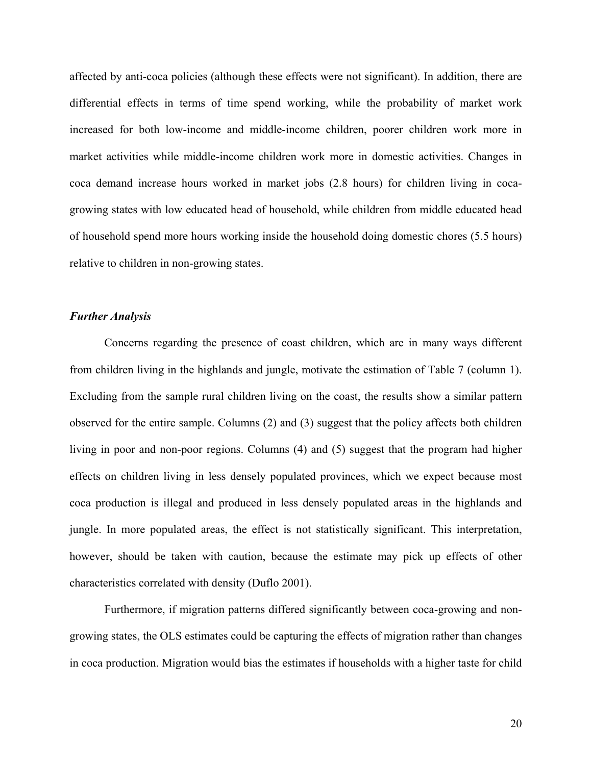affected by anti-coca policies (although these effects were not significant). In addition, there are differential effects in terms of time spend working, while the probability of market work increased for both low-income and middle-income children, poorer children work more in market activities while middle-income children work more in domestic activities. Changes in coca demand increase hours worked in market jobs (2.8 hours) for children living in coca-growing states with low educated head of household, while children from middle educated head of household spend more hours working inside the household doing domestic chores (5.5 hours) relative to children in non-growing states.

### *Further Analysis*

Concerns regarding the presence of coast children, which are in many ways different from children living in the highlands and jungle, motivate the estimation of Table 7 (column 1). Excluding from the sample rural children living on the coast, the results show a similar pattern observed for the entire sample. Columns (2) and (3) suggest that the policy affects both children living in poor and non-poor regions. Columns (4) and (5) suggest that the program had higher effects on children living in less densely populated provinces, which we expect because most coca production is illegal and produced in less densely populated areas in the highlands and jungle. In more populated areas, the effect is not statistically significant. This interpretation, however, should be taken with caution, because the estimate may pick up effects of other characteristics correlated with density (Duflo 2001).

Furthermore, if migration patterns differed significantly between coca-growing and non-growing states, the OLS estimates could be capturing the effects of migration rather than changes in coca production. Migration would bias the estimates if households with a higher taste for child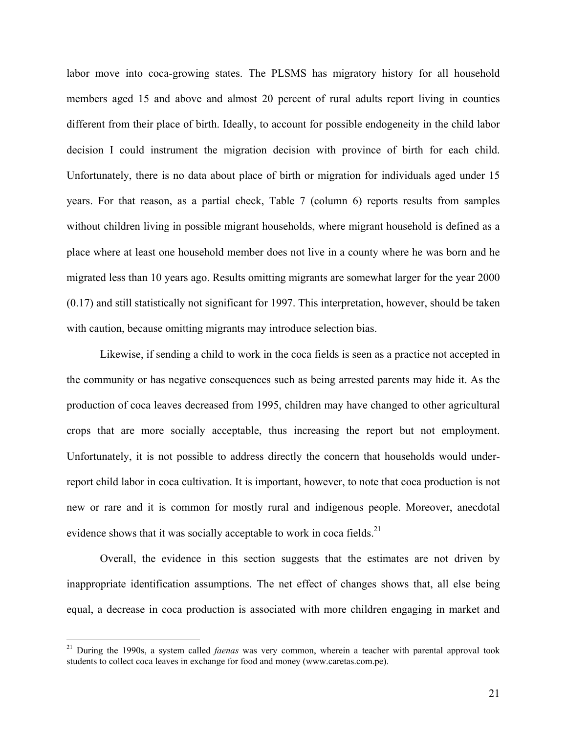labor move into coca-growing states. The PLSMS has migratory history for all household members aged 15 and above and almost 20 percent of rural adults report living in counties different from their place of birth. Ideally, to account for possible endogeneity in the child labor decision I could instrument the migration decision with province of birth for each child. Unfortunately, there is no data about place of birth or migration for individuals aged under 15 years. For that reason, as a partial check, Table 7 (column 6) reports results from samples without children living in possible migrant households, where migrant household is defined as a place where at least one household member does not live in a county where he was born and he migrated less than 10 years ago. Results omitting migrants are somewhat larger for the year 2000 (0.17) and still statistically not significant for 1997. This interpretation, however, should be taken with caution, because omitting migrants may introduce selection bias.

Likewise, if sending a child to work in the coca fields is seen as a practice not accepted in the community or has negative consequences such as being arrested parents may hide it. As the production of coca leaves decreased from 1995, children may have changed to other agricultural crops that are more socially acceptable, thus increasing the report but not employment. Unfortunately, it is not possible to address directly the concern that households would under-report child labor in coca cultivation. It is important, however, to note that coca production is not new or rare and it is common for mostly rural and indigenous people. Moreover, anecdotal evidence shows that it was socially acceptable to work in coca fields.[21]

Overall, the evidence in this section suggests that the estimates are not driven by inappropriate identification assumptions. The net effect of changes shows that, all else being equal, a decrease in coca production is associated with more children engaging in market and

[21] During the 1990s, a system called *faenas* was very common, wherein a teacher with parental approval took students to collect coca leaves in exchange for food and money (www.caretas.com.pe).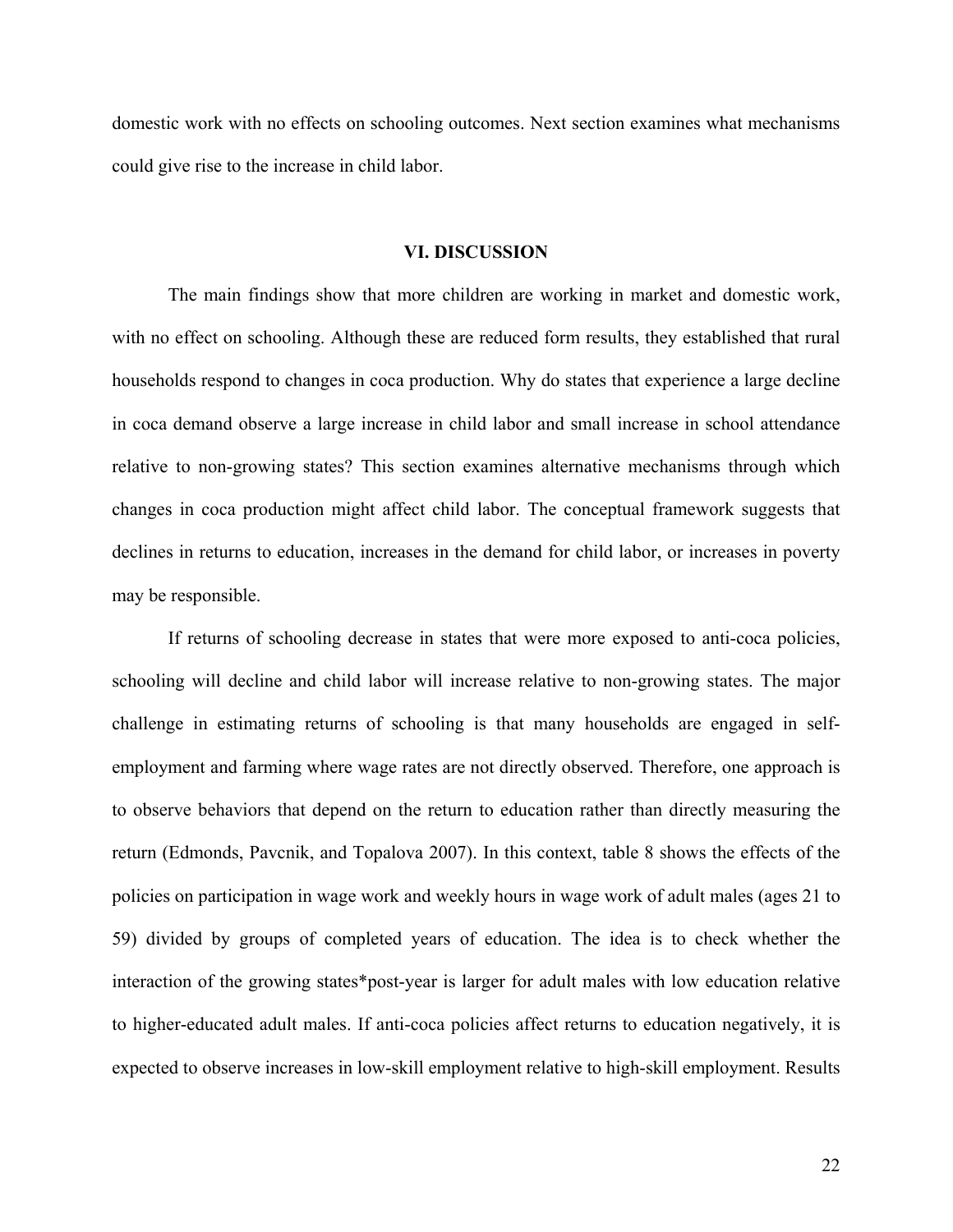domestic work with no effects on schooling outcomes. Next section examines what mechanisms could give rise to the increase in child labor.

## VI. DISCUSSION

The main findings show that more children are working in market and domestic work, with no effect on schooling. Although these are reduced form results, they established that rural households respond to changes in coca production. Why do states that experience a large decline in coca demand observe a large increase in child labor and small increase in school attendance relative to non-growing states? This section examines alternative mechanisms through which changes in coca production might affect child labor. The conceptual framework suggests that declines in returns to education, increases in the demand for child labor, or increases in poverty may be responsible.

If returns of schooling decrease in states that were more exposed to anti-coca policies, schooling will decline and child labor will increase relative to non-growing states. The major challenge in estimating returns of schooling is that many households are engaged in self-employment and farming where wage rates are not directly observed. Therefore, one approach is to observe behaviors that depend on the return to education rather than directly measuring the return (Edmonds, Pavcnik, and Topalova 2007). In this context, table 8 shows the effects of the policies on participation in wage work and weekly hours in wage work of adult males (ages 21 to 59) divided by groups of completed years of education. The idea is to check whether the interaction of the growing states*post-year is larger for adult males with low education relative to higher-educated adult males. If anti-coca policies affect returns to education negatively, it is expected to observe increases in low-skill employment relative to high-skill employment. Results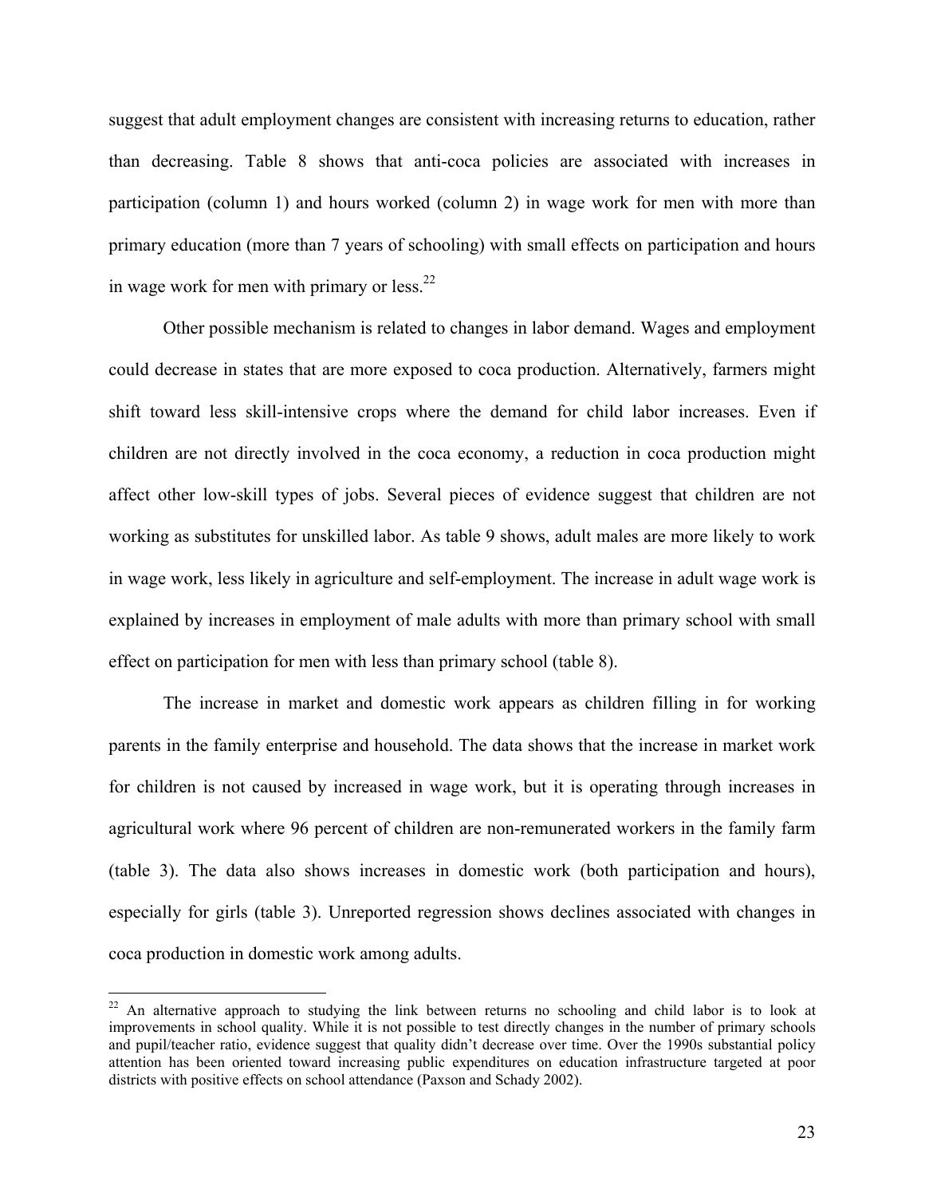suggest that adult employment changes are consistent with increasing returns to education, rather than decreasing. Table 8 shows that anti-coca policies are associated with increases in participation (column 1) and hours worked (column 2) in wage work for men with more than primary education (more than 7 years of schooling) with small effects on participation and hours in wage work for men with primary or less.[22]

Other possible mechanism is related to changes in labor demand. Wages and employment could decrease in states that are more exposed to coca production. Alternatively, farmers might shift toward less skill-intensive crops where the demand for child labor increases. Even if children are not directly involved in the coca economy, a reduction in coca production might affect other low-skill types of jobs. Several pieces of evidence suggest that children are not working as substitutes for unskilled labor. As table 9 shows, adult males are more likely to work in wage work, less likely in agriculture and self-employment. The increase in adult wage work is explained by increases in employment of male adults with more than primary school with small effect on participation for men with less than primary school (table 8).

The increase in market and domestic work appears as children filling in for working parents in the family enterprise and household. The data shows that the increase in market work for children is not caused by increased in wage work, but it is operating through increases in agricultural work where 96 percent of children are non-remunerated workers in the family farm (table 3). The data also shows increases in domestic work (both participation and hours), especially for girls (table 3). Unreported regression shows declines associated with changes in coca production in domestic work among adults.

[22] An alternative approach to studying the link between returns no schooling and child labor is to look at improvements in school quality. While it is not possible to test directly changes in the number of primary schools and pupil/teacher ratio, evidence suggest that quality didn't decrease over time. Over the 1990s substantial policy attention has been oriented toward increasing public expenditures on education infrastructure targeted at poor districts with positive effects on school attendance (Paxson and Schady 2002).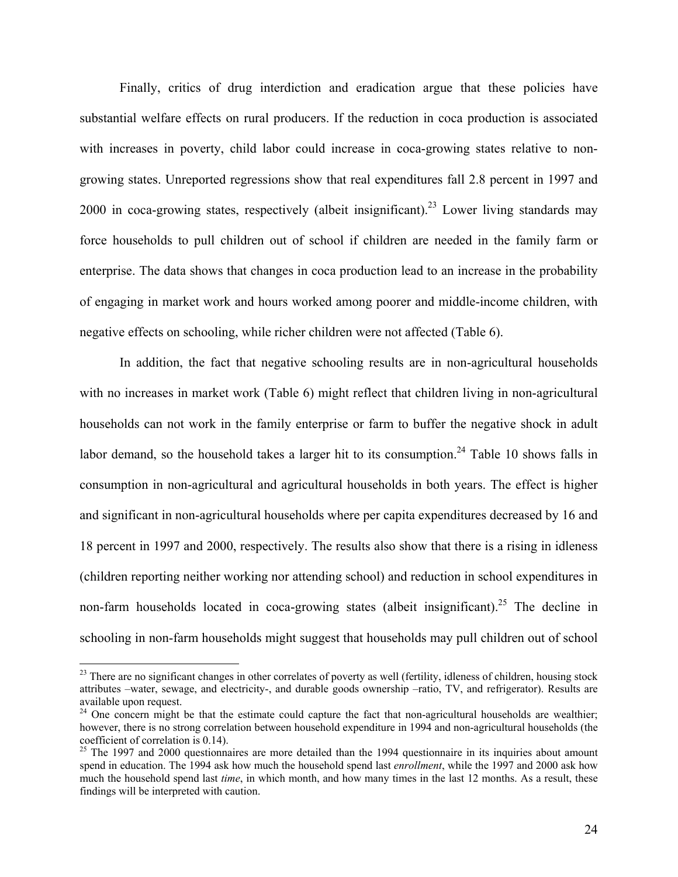Finally, critics of drug interdiction and eradication argue that these policies have substantial welfare effects on rural producers. If the reduction in coca production is associated with increases in poverty, child labor could increase in coca-growing states relative to non-growing states. Unreported regressions show that real expenditures fall 2.8 percent in 1997 and 2000 in coca-growing states, respectively (albeit insignificant).[23] Lower living standards may force households to pull children out of school if children are needed in the family farm or enterprise. The data shows that changes in coca production lead to an increase in the probability of engaging in market work and hours worked among poorer and middle-income children, with negative effects on schooling, while richer children were not affected (Table 6).

In addition, the fact that negative schooling results are in non-agricultural households with no increases in market work (Table 6) might reflect that children living in non-agricultural households can not work in the family enterprise or farm to buffer the negative shock in adult labor demand, so the household takes a larger hit to its consumption.[24] Table 10 shows falls in consumption in non-agricultural and agricultural households in both years. The effect is higher and significant in non-agricultural households where per capita expenditures decreased by 16 and 18 percent in 1997 and 2000, respectively. The results also show that there is a rising in idleness (children reporting neither working nor attending school) and reduction in school expenditures in non-farm households located in coca-growing states (albeit insignificant).[25] The decline in schooling in non-farm households might suggest that households may pull children out of school

---

[23] There are no significant changes in other correlates of poverty as well (fertility, idleness of children, housing stock attributes –water, sewage, and electricity-, and durable goods ownership –ratio, TV, and refrigerator). Results are available upon request.

[24] One concern might be that the estimate could capture the fact that non-agricultural households are wealthier; however, there is no strong correlation between household expenditure in 1994 and non-agricultural households (the coefficient of correlation is 0.14).

[25] The 1997 and 2000 questionnaires are more detailed than the 1994 questionnaire in its inquiries about amount spend in education. The 1994 ask how much the household spend last *enrollment*, while the 1997 and 2000 ask how much the household spend last *time*, in which month, and how many times in the last 12 months. As a result, these findings will be interpreted with caution.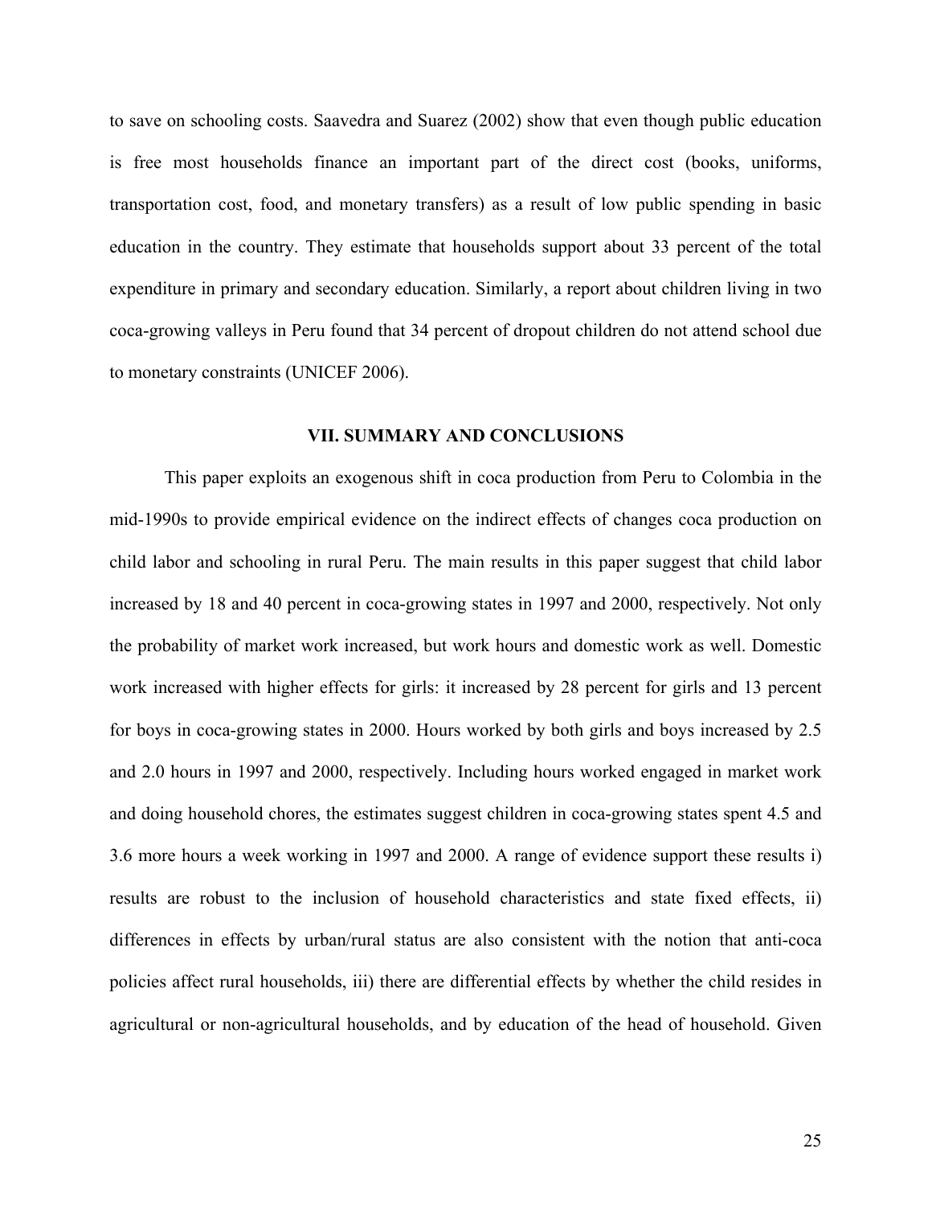to save on schooling costs. Saavedra and Suarez (2002) show that even though public education is free most households finance an important part of the direct cost (books, uniforms, transportation cost, food, and monetary transfers) as a result of low public spending in basic education in the country. They estimate that households support about 33 percent of the total expenditure in primary and secondary education. Similarly, a report about children living in two coca-growing valleys in Peru found that 34 percent of dropout children do not attend school due to monetary constraints (UNICEF 2006).

## VII. SUMMARY AND CONCLUSIONS

This paper exploits an exogenous shift in coca production from Peru to Colombia in the mid-1990s to provide empirical evidence on the indirect effects of changes coca production on child labor and schooling in rural Peru. The main results in this paper suggest that child labor increased by 18 and 40 percent in coca-growing states in 1997 and 2000, respectively. Not only the probability of market work increased, but work hours and domestic work as well. Domestic work increased with higher effects for girls: it increased by 28 percent for girls and 13 percent for boys in coca-growing states in 2000. Hours worked by both girls and boys increased by 2.5 and 2.0 hours in 1997 and 2000, respectively. Including hours worked engaged in market work and doing household chores, the estimates suggest children in coca-growing states spent 4.5 and 3.6 more hours a week working in 1997 and 2000. A range of evidence support these results i) results are robust to the inclusion of household characteristics and state fixed effects, ii) differences in effects by urban/rural status are also consistent with the notion that anti-coca policies affect rural households, iii) there are differential effects by whether the child resides in agricultural or non-agricultural households, and by education of the head of household. Given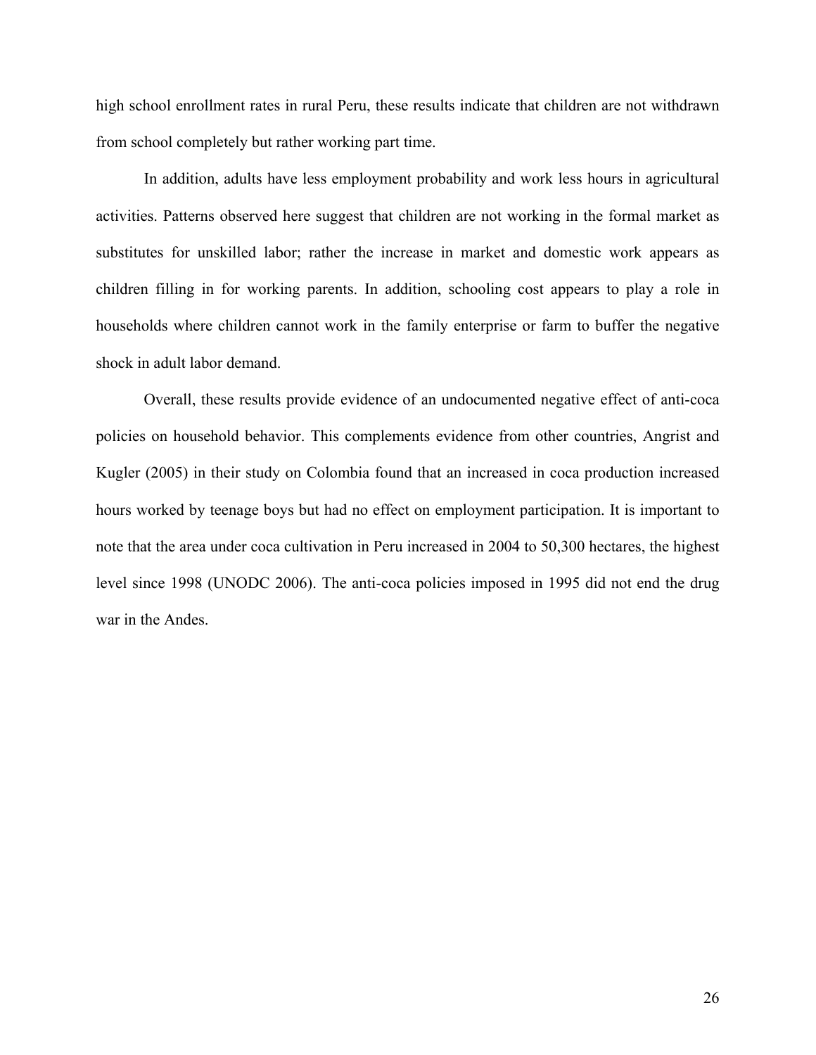high school enrollment rates in rural Peru, these results indicate that children are not withdrawn from school completely but rather working part time.

In addition, adults have less employment probability and work less hours in agricultural activities. Patterns observed here suggest that children are not working in the formal market as substitutes for unskilled labor; rather the increase in market and domestic work appears as children filling in for working parents. In addition, schooling cost appears to play a role in households where children cannot work in the family enterprise or farm to buffer the negative shock in adult labor demand.

Overall, these results provide evidence of an undocumented negative effect of anti-coca policies on household behavior. This complements evidence from other countries, Angrist and Kugler (2005) in their study on Colombia found that an increased in coca production increased hours worked by teenage boys but had no effect on employment participation. It is important to note that the area under coca cultivation in Peru increased in 2004 to 50,300 hectares, the highest level since 1998 (UNODC 2006). The anti-coca policies imposed in 1995 did not end the drug war in the Andes.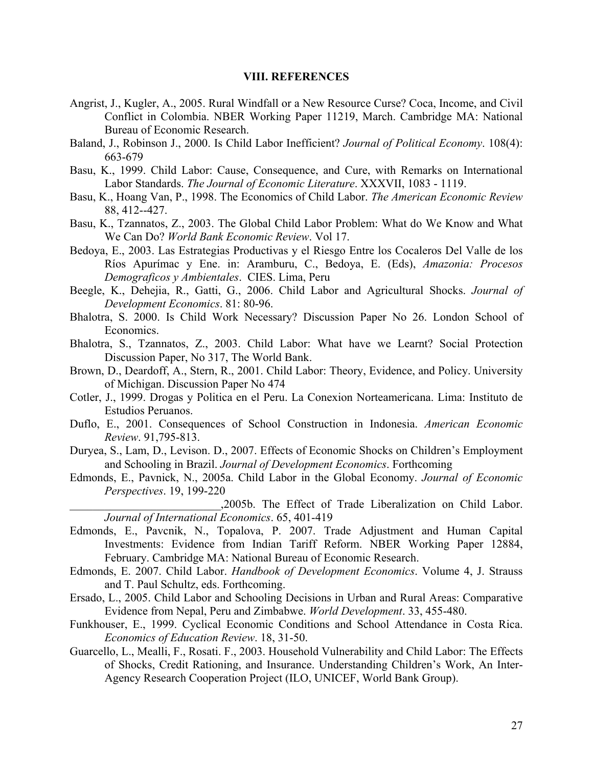## VIII. REFERENCES

Angrist, J., Kugler, A., 2005. Rural Windfall or a New Resource Curse? Coca, Income, and Civil Conflict in Colombia. NBER Working Paper 11219, March. Cambridge MA: National Bureau of Economic Research.

Baland, J., Robinson J., 2000. Is Child Labor Inefficient? *Journal of Political Economy*. 108(4): 663-679

Basu, K., 1999. Child Labor: Cause, Consequence, and Cure, with Remarks on International Labor Standards. *The Journal of Economic Literature*. XXXVII, 1083 - 1119.

Basu, K., Hoang Van, P., 1998. The Economics of Child Labor. *The American Economic Review* 88, 412--427.

Basu, K., Tzannatos, Z., 2003. The Global Child Labor Problem: What do We Know and What We Can Do? *World Bank Economic Review*. Vol 17.

Bedoya, E., 2003. Las Estrategias Productivas y el Riesgo Entre los Cocaleros Del Valle de los Ríos Apurímac y Ene. in: Aramburu, C., Bedoya, E. (Eds), *Amazonia: Procesos Demograficos y Ambientales*. CIES. Lima, Peru

Beegle, K., Dehejia, R., Gatti, G., 2006. Child Labor and Agricultural Shocks. *Journal of Development Economics*. 81: 80-96.

Bhalotra, S. 2000. Is Child Work Necessary? Discussion Paper No 26. London School of Economics.

Bhalotra, S., Tzannatos, Z., 2003. Child Labor: What have we Learnt? Social Protection Discussion Paper, No 317, The World Bank.

Brown, D., Deardoff, A., Stern, R., 2001. Child Labor: Theory, Evidence, and Policy. University of Michigan. Discussion Paper No 474

Cotler, J., 1999. Drogas y Politica en el Peru. La Conexion Norteamericana. Lima: Instituto de Estudios Peruanos.

Duflo, E., 2001. Consequences of School Construction in Indonesia. *American Economic Review*. 91,795-813.

Duryea, S., Lam, D., Levison. D., 2007. Effects of Economic Shocks on Children's Employment and Schooling in Brazil. *Journal of Development Economics*. Forthcoming

Edmonds, E., Pavnick, N., 2005a. Child Labor in the Global Economy. *Journal of Economic Perspectives*. 19, 199-220

__________________________,2005b. The Effect of Trade Liberalization on Child Labor. *Journal of International Economics*. 65, 401-419

Edmonds, E., Pavcnik, N., Topalova, P. 2007. Trade Adjustment and Human Capital Investments: Evidence from Indian Tariff Reform. NBER Working Paper 12884, February. Cambridge MA: National Bureau of Economic Research.

Edmonds, E. 2007. Child Labor. *Handbook of Development Economics*. Volume 4, J. Strauss and T. Paul Schultz, eds. Forthcoming.

Ersado, L., 2005. Child Labor and Schooling Decisions in Urban and Rural Areas: Comparative Evidence from Nepal, Peru and Zimbabwe. *World Development*. 33, 455-480.

Funkhouser, E., 1999. Cyclical Economic Conditions and School Attendance in Costa Rica. *Economics of Education Review*. 18, 31-50.

Guarcello, L., Mealli, F., Rosati. F., 2003. Household Vulnerability and Child Labor: The Effects of Shocks, Credit Rationing, and Insurance. Understanding Children's Work, An Inter-Agency Research Cooperation Project (ILO, UNICEF, World Bank Group).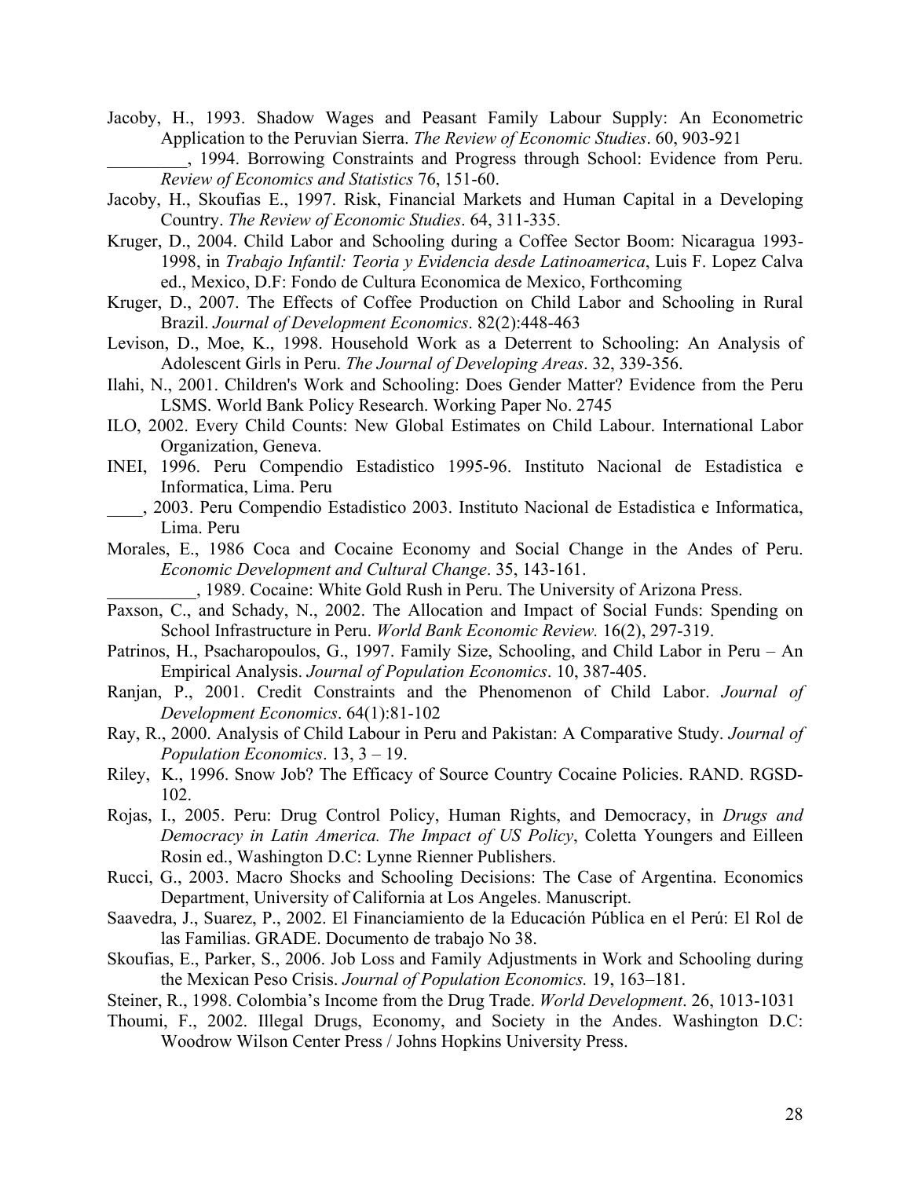Jacoby, H., 1993. Shadow Wages and Peasant Family Labour Supply: An Econometric Application to the Peruvian Sierra. *The Review of Economic Studies*. 60, 903-921

_________, 1994. Borrowing Constraints and Progress through School: Evidence from Peru. *Review of Economics and Statistics* 76, 151-60.

Jacoby, H., Skoufias E., 1997. Risk, Financial Markets and Human Capital in a Developing Country. *The Review of Economic Studies*. 64, 311-335.

Kruger, D., 2004. Child Labor and Schooling during a Coffee Sector Boom: Nicaragua 1993-1998, in *Trabajo Infantil: Teoria y Evidencia desde Latinoamerica*, Luis F. Lopez Calva ed., Mexico, D.F: Fondo de Cultura Economica de Mexico, Forthcoming

Kruger, D., 2007. The Effects of Coffee Production on Child Labor and Schooling in Rural Brazil. *Journal of Development Economics*. 82(2):448-463

Levison, D., Moe, K., 1998. Household Work as a Deterrent to Schooling: An Analysis of Adolescent Girls in Peru. *The Journal of Developing Areas*. 32, 339-356.

Ilahi, N., 2001. Children's Work and Schooling: Does Gender Matter? Evidence from the Peru LSMS. World Bank Policy Research. Working Paper No. 2745

ILO, 2002. Every Child Counts: New Global Estimates on Child Labour. International Labor Organization, Geneva.

INEI, 1996. Peru Compendio Estadistico 1995-96. Instituto Nacional de Estadistica e Informatica, Lima. Peru

____, 2003. Peru Compendio Estadistico 2003. Instituto Nacional de Estadistica e Informatica, Lima. Peru

Morales, E., 1986 Coca and Cocaine Economy and Social Change in the Andes of Peru. *Economic Development and Cultural Change*. 35, 143-161.

__________, 1989. Cocaine: White Gold Rush in Peru. The University of Arizona Press.

Paxson, C., and Schady, N., 2002. The Allocation and Impact of Social Funds: Spending on School Infrastructure in Peru. *World Bank Economic Review.* 16(2), 297-319.

Patrinos, H., Psacharopoulos, G., 1997. Family Size, Schooling, and Child Labor in Peru – An Empirical Analysis. *Journal of Population Economics*. 10, 387-405.

Ranjan, P., 2001. Credit Constraints and the Phenomenon of Child Labor. *Journal of Development Economics*. 64(1):81-102

Ray, R., 2000. Analysis of Child Labour in Peru and Pakistan: A Comparative Study. *Journal of Population Economics*. 13, 3 – 19.

Riley, K., 1996. Snow Job? The Efficacy of Source Country Cocaine Policies. RAND. RGSD-102.

Rojas, I., 2005. Peru: Drug Control Policy, Human Rights, and Democracy, in *Drugs and Democracy in Latin America. The Impact of US Policy*, Coletta Youngers and Eilleen Rosin ed., Washington D.C: Lynne Rienner Publishers.

Rucci, G., 2003. Macro Shocks and Schooling Decisions: The Case of Argentina. Economics Department, University of California at Los Angeles. Manuscript.

Saavedra, J., Suarez, P., 2002. El Financiamiento de la Educación Pública en el Perú: El Rol de las Familias. GRADE. Documento de trabajo No 38.

Skoufias, E., Parker, S., 2006. Job Loss and Family Adjustments in Work and Schooling during the Mexican Peso Crisis. *Journal of Population Economics.* 19, 163–181.

Steiner, R., 1998. Colombia's Income from the Drug Trade. *World Development*. 26, 1013-1031

Thoumi, F., 2002. Illegal Drugs, Economy, and Society in the Andes. Washington D.C: Woodrow Wilson Center Press / Johns Hopkins University Press.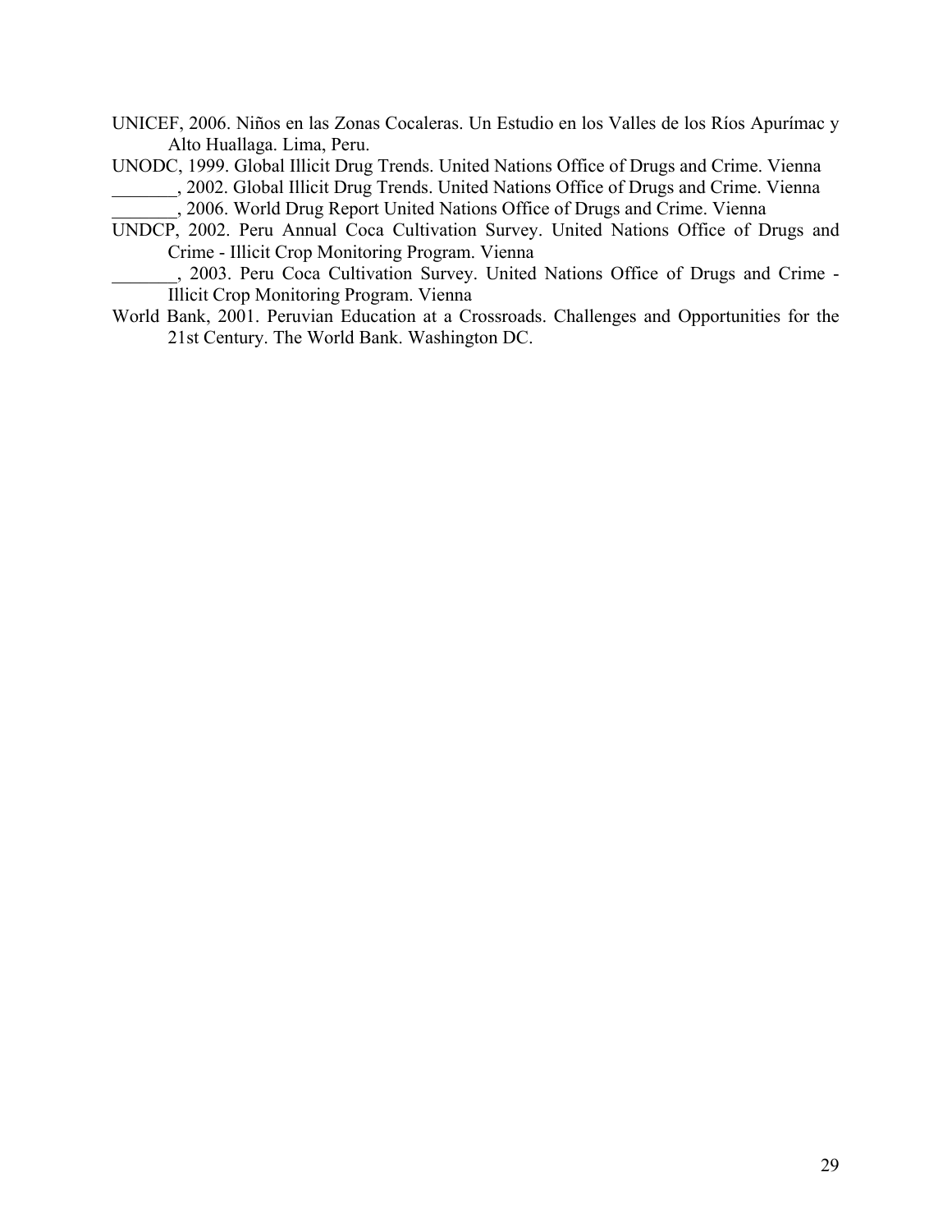UNICEF, 2006. Niños en las Zonas Cocaleras. Un Estudio en los Valles de los Ríos Apurímac y Alto Huallaga. Lima, Peru.

UNODC, 1999. Global Illicit Drug Trends. United Nations Office of Drugs and Crime. Vienna

_______, 2002. Global Illicit Drug Trends. United Nations Office of Drugs and Crime. Vienna

_______, 2006. World Drug Report United Nations Office of Drugs and Crime. Vienna

UNDCP, 2002. Peru Annual Coca Cultivation Survey. United Nations Office of Drugs and Crime - Illicit Crop Monitoring Program. Vienna

_______, 2003. Peru Coca Cultivation Survey. United Nations Office of Drugs and Crime - Illicit Crop Monitoring Program. Vienna

World Bank, 2001. Peruvian Education at a Crossroads. Challenges and Opportunities for the 21st Century. The World Bank. Washington DC.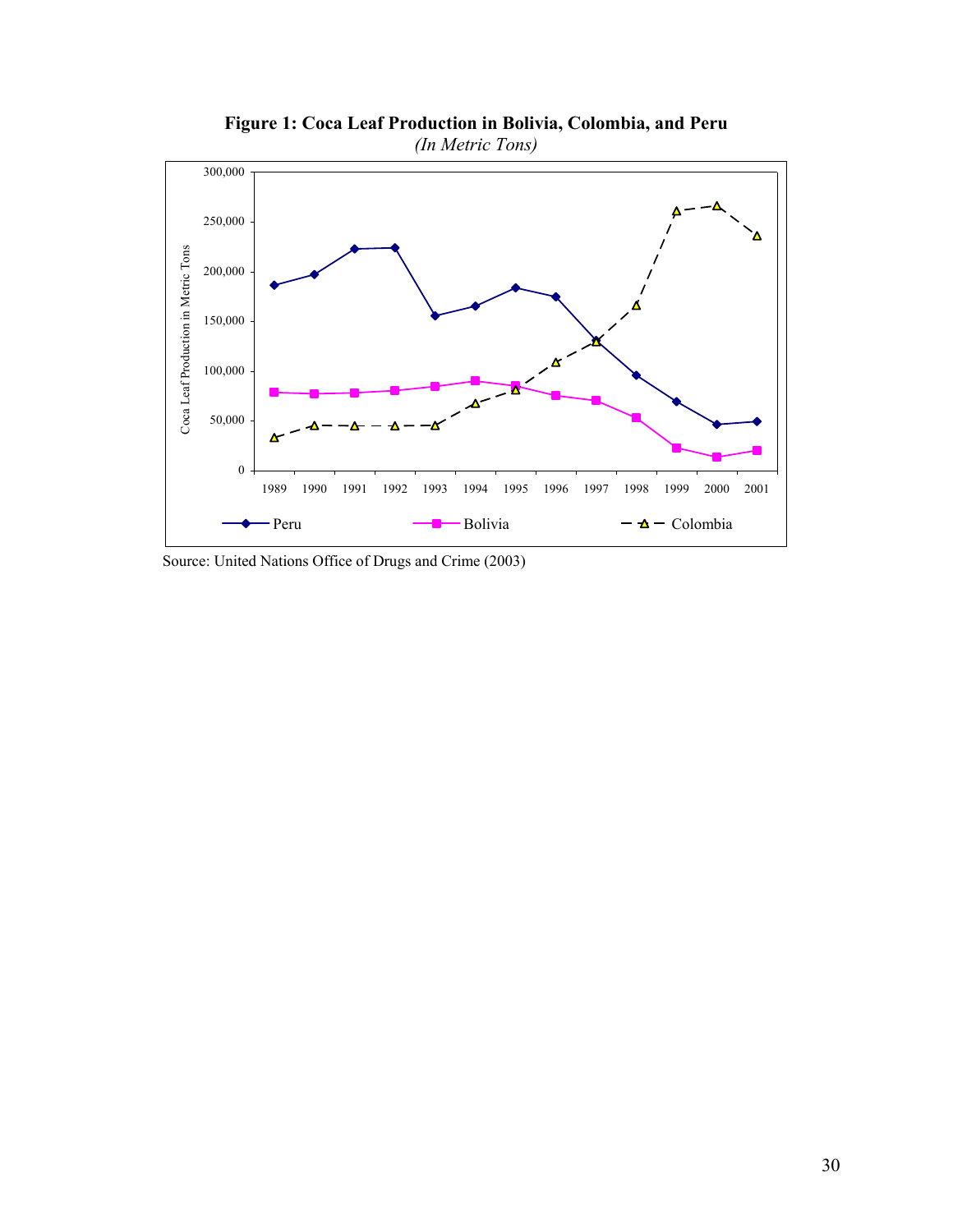**Figure 1: Coca Leaf Production in Bolivia, Colombia, and Peru**

*(In Metric Tons)*

Source: United Nations Office of Drugs and Crime (2003)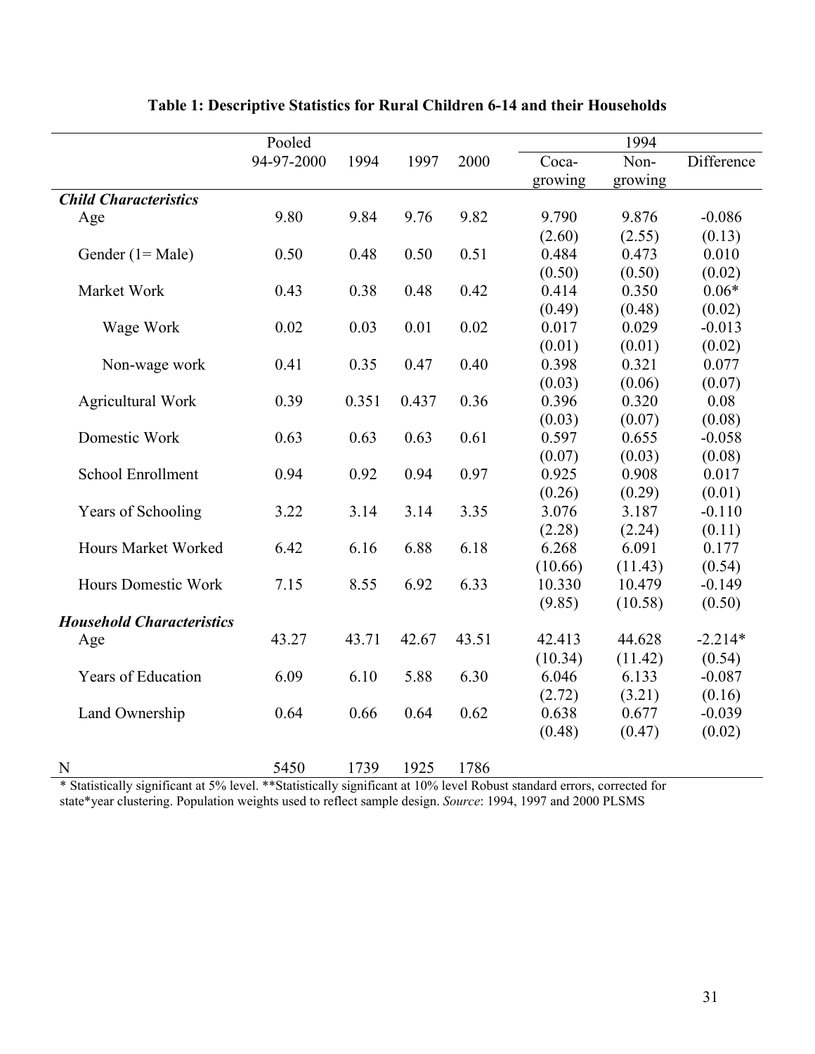**Table 1: Descriptive Statistics for Rural Children 6-14 and their Households**

| | Pooled 94-97-2000 | 1994 | 1997 | 2000 | 1994 Coca-growing | 1994 Non-growing | 1994 Difference |
|---|---|---|---|---|---|---|---|
| ***Child Characteristics*** | | | | | | | |
| Age | 9.80 | 9.84 | 9.76 | 9.82 | 9.790 | 9.876 | -0.086 |
| | | | | | (2.60) | (2.55) | (0.13) |
| Gender (1= Male) | 0.50 | 0.48 | 0.50 | 0.51 | 0.484 | 0.473 | 0.010 |
| | | | | | (0.50) | (0.50) | (0.02) |
| Market Work | 0.43 | 0.38 | 0.48 | 0.42 | 0.414 | 0.350 | 0.06* |
| | | | | | (0.49) | (0.48) | (0.02) |
| Wage Work | 0.02 | 0.03 | 0.01 | 0.02 | 0.017 | 0.029 | -0.013 |
| | | | | | (0.01) | (0.01) | (0.02) |
| Non-wage work | 0.41 | 0.35 | 0.47 | 0.40 | 0.398 | 0.321 | 0.077 |
| | | | | | (0.03) | (0.06) | (0.07) |
| Agricultural Work | 0.39 | 0.351 | 0.437 | 0.36 | 0.396 | 0.320 | 0.08 |
| | | | | | (0.03) | (0.07) | (0.08) |
| Domestic Work | 0.63 | 0.63 | 0.63 | 0.61 | 0.597 | 0.655 | -0.058 |
| | | | | | (0.07) | (0.03) | (0.08) |
| School Enrollment | 0.94 | 0.92 | 0.94 | 0.97 | 0.925 | 0.908 | 0.017 |
| | | | | | (0.26) | (0.29) | (0.01) |
| Years of Schooling | 3.22 | 3.14 | 3.14 | 3.35 | 3.076 | 3.187 | -0.110 |
| | | | | | (2.28) | (2.24) | (0.11) |
| Hours Market Worked | 6.42 | 6.16 | 6.88 | 6.18 | 6.268 | 6.091 | 0.177 |
| | | | | | (10.66) | (11.43) | (0.54) |
| Hours Domestic Work | 7.15 | 8.55 | 6.92 | 6.33 | 10.330 | 10.479 | -0.149 |
| | | | | | (9.85) | (10.58) | (0.50) |
| ***Household Characteristics*** | | | | | | | |
| Age | 43.27 | 43.71 | 42.67 | 43.51 | 42.413 | 44.628 | -2.214* |
| | | | | | (10.34) | (11.42) | (0.54) |
| Years of Education | 6.09 | 6.10 | 5.88 | 6.30 | 6.046 | 6.133 | -0.087 |
| | | | | | (2.72) | (3.21) | (0.16) |
| Land Ownership | 0.64 | 0.66 | 0.64 | 0.62 | 0.638 | 0.677 | -0.039 |
| | | | | | (0.48) | (0.47) | (0.02) |
| N | 5450 | 1739 | 1925 | 1786 | | | |

\* Statistically significant at 5% level. **Statistically significant at 10% level Robust standard errors, corrected for state*year clustering. Population weights used to reflect sample design. *Source*: 1994, 1997 and 2000 PLSMS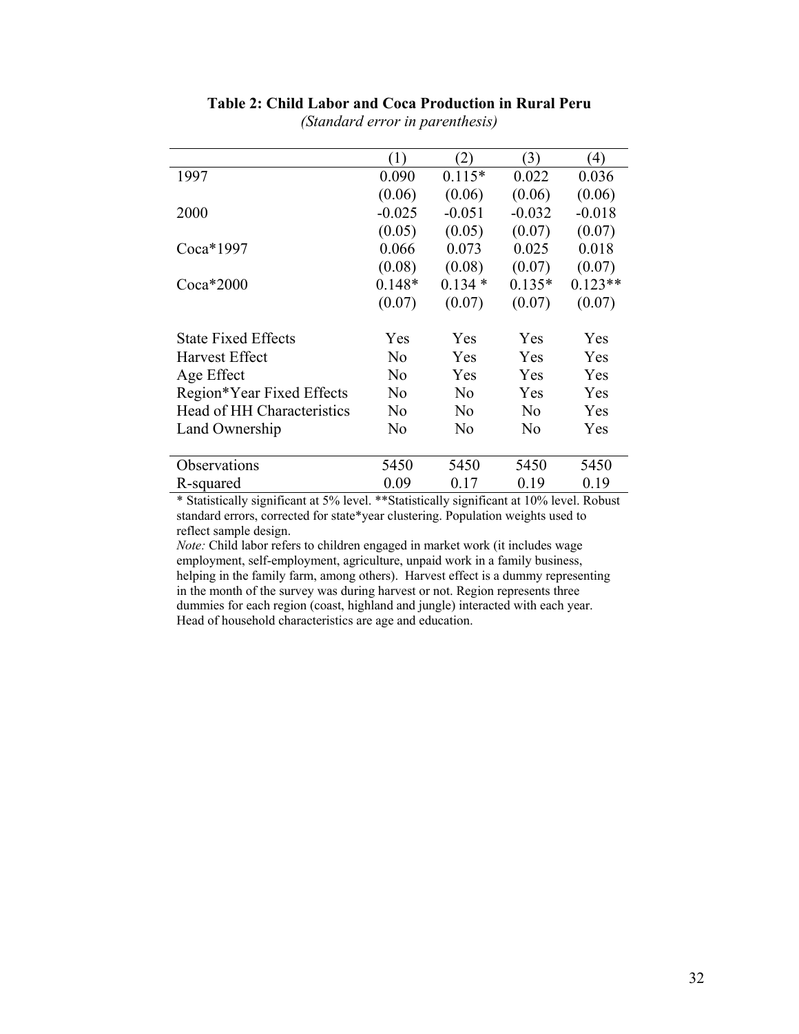**Table 2: Child Labor and Coca Production in Rural Peru**

*(Standard error in parenthesis)*

| | (1) | (2) | (3) | (4) |
|---|---|---|---|---|
| 1997 | 0.090 | 0.115* | 0.022 | 0.036 |
| | (0.06) | (0.06) | (0.06) | (0.06) |
| 2000 | -0.025 | -0.051 | -0.032 | -0.018 |
| | (0.05) | (0.05) | (0.07) | (0.07) |
| Coca*1997 | 0.066 | 0.073 | 0.025 | 0.018 |
| | (0.08) | (0.08) | (0.07) | (0.07) |
| Coca*2000 | 0.148* | 0.134 * | 0.135* | 0.123** |
| | (0.07) | (0.07) | (0.07) | (0.07) |
| State Fixed Effects | Yes | Yes | Yes | Yes |
| Harvest Effect | No | Yes | Yes | Yes |
| Age Effect | No | Yes | Yes | Yes |
| Region*Year Fixed Effects | No | No | Yes | Yes |
| Head of HH Characteristics | No | No | No | Yes |
| Land Ownership | No | No | No | Yes |
| Observations | 5450 | 5450 | 5450 | 5450 |
| R-squared | 0.09 | 0.17 | 0.19 | 0.19 |

* Statistically significant at 5% level. **Statistically significant at 10% level. Robust standard errors, corrected for state*year clustering. Population weights used to reflect sample design.

*Note:* Child labor refers to children engaged in market work (it includes wage employment, self-employment, agriculture, unpaid work in a family business, helping in the family farm, among others). Harvest effect is a dummy representing in the month of the survey was during harvest or not. Region represents three dummies for each region (coast, highland and jungle) interacted with each year. Head of household characteristics are age and education.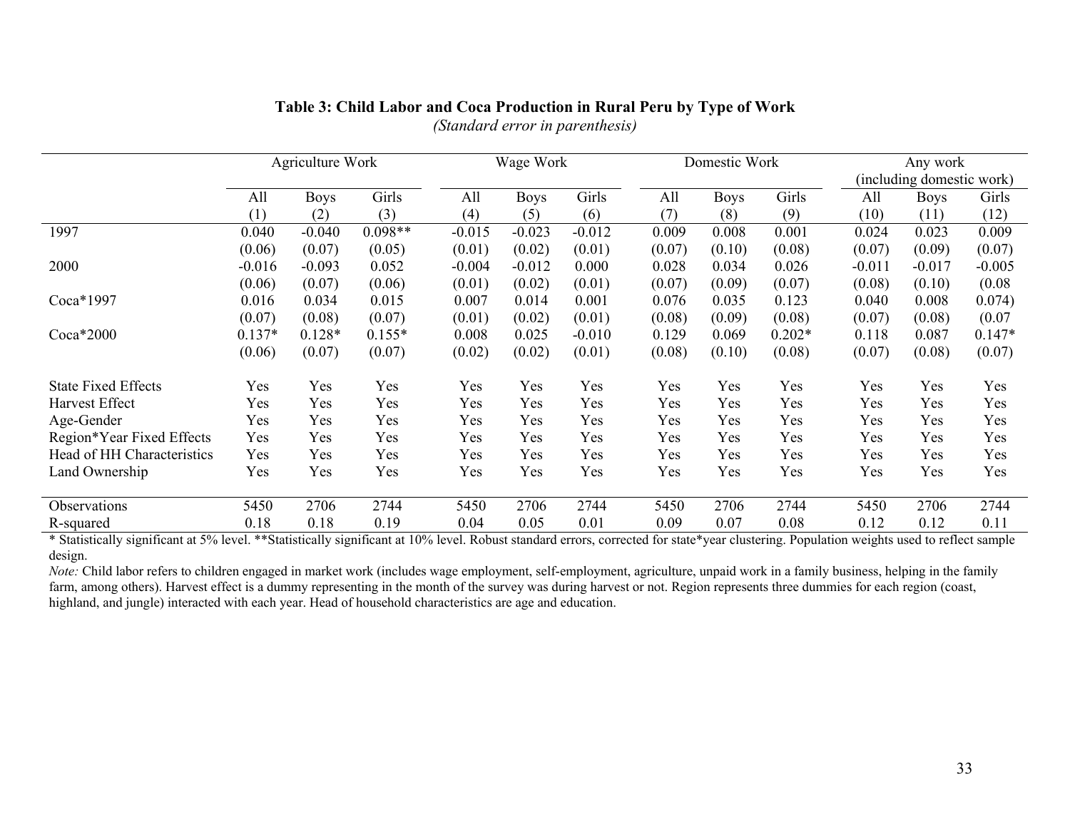**Table 3: Child Labor and Coca Production in Rural Peru by Type of Work**

*(Standard error in parenthesis)*

| | Agriculture Work | | | Wage Work | | | Domestic Work | | | Any work (including domestic work) | | |
|---|---|---|---|---|---|---|---|---|---|---|---|---|
| | All | Boys | Girls | All | Boys | Girls | All | Boys | Girls | All | Boys | Girls |
| | (1) | (2) | (3) | (4) | (5) | (6) | (7) | (8) | (9) | (10) | (11) | (12) |
| 1997 | 0.040 | -0.040 | 0.098** | -0.015 | -0.023 | -0.012 | 0.009 | 0.008 | 0.001 | 0.024 | 0.023 | 0.009 |
| | (0.06) | (0.07) | (0.05) | (0.01) | (0.02) | (0.01) | (0.07) | (0.10) | (0.08) | (0.07) | (0.09) | (0.07) |
| 2000 | -0.016 | -0.093 | 0.052 | -0.004 | -0.012 | 0.000 | 0.028 | 0.034 | 0.026 | -0.011 | -0.017 | -0.005 |
| | (0.06) | (0.07) | (0.06) | (0.01) | (0.02) | (0.01) | (0.07) | (0.09) | (0.07) | (0.08) | (0.10) | (0.08 |
| Coca*1997 | 0.016 | 0.034 | 0.015 | 0.007 | 0.014 | 0.001 | 0.076 | 0.035 | 0.123 | 0.040 | 0.008 | 0.074) |
| | (0.07) | (0.08) | (0.07) | (0.01) | (0.02) | (0.01) | (0.08) | (0.09) | (0.08) | (0.07) | (0.08) | (0.07 |
| Coca*2000 | 0.137* | 0.128* | 0.155* | 0.008 | 0.025 | -0.010 | 0.129 | 0.069 | 0.202* | 0.118 | 0.087 | 0.147* |
| | (0.06) | (0.07) | (0.07) | (0.02) | (0.02) | (0.01) | (0.08) | (0.10) | (0.08) | (0.07) | (0.08) | (0.07) |
| State Fixed Effects | Yes | Yes | Yes | Yes | Yes | Yes | Yes | Yes | Yes | Yes | Yes | Yes |
| Harvest Effect | Yes | Yes | Yes | Yes | Yes | Yes | Yes | Yes | Yes | Yes | Yes | Yes |
| Age-Gender | Yes | Yes | Yes | Yes | Yes | Yes | Yes | Yes | Yes | Yes | Yes | Yes |
| Region*Year Fixed Effects | Yes | Yes | Yes | Yes | Yes | Yes | Yes | Yes | Yes | Yes | Yes | Yes |
| Head of HH Characteristics | Yes | Yes | Yes | Yes | Yes | Yes | Yes | Yes | Yes | Yes | Yes | Yes |
| Land Ownership | Yes | Yes | Yes | Yes | Yes | Yes | Yes | Yes | Yes | Yes | Yes | Yes |
| Observations | 5450 | 2706 | 2744 | 5450 | 2706 | 2744 | 5450 | 2706 | 2744 | 5450 | 2706 | 2744 |
| R-squared | 0.18 | 0.18 | 0.19 | 0.04 | 0.05 | 0.01 | 0.09 | 0.07 | 0.08 | 0.12 | 0.12 | 0.11 |

\* Statistically significant at 5% level. **Statistically significant at 10% level. Robust standard errors, corrected for state*year clustering. Population weights used to reflect sample design.

*Note:* Child labor refers to children engaged in market work (includes wage employment, self-employment, agriculture, unpaid work in a family business, helping in the family farm, among others). Harvest effect is a dummy representing in the month of the survey was during harvest or not. Region represents three dummies for each region (coast, highland, and jungle) interacted with each year. Head of household characteristics are age and education.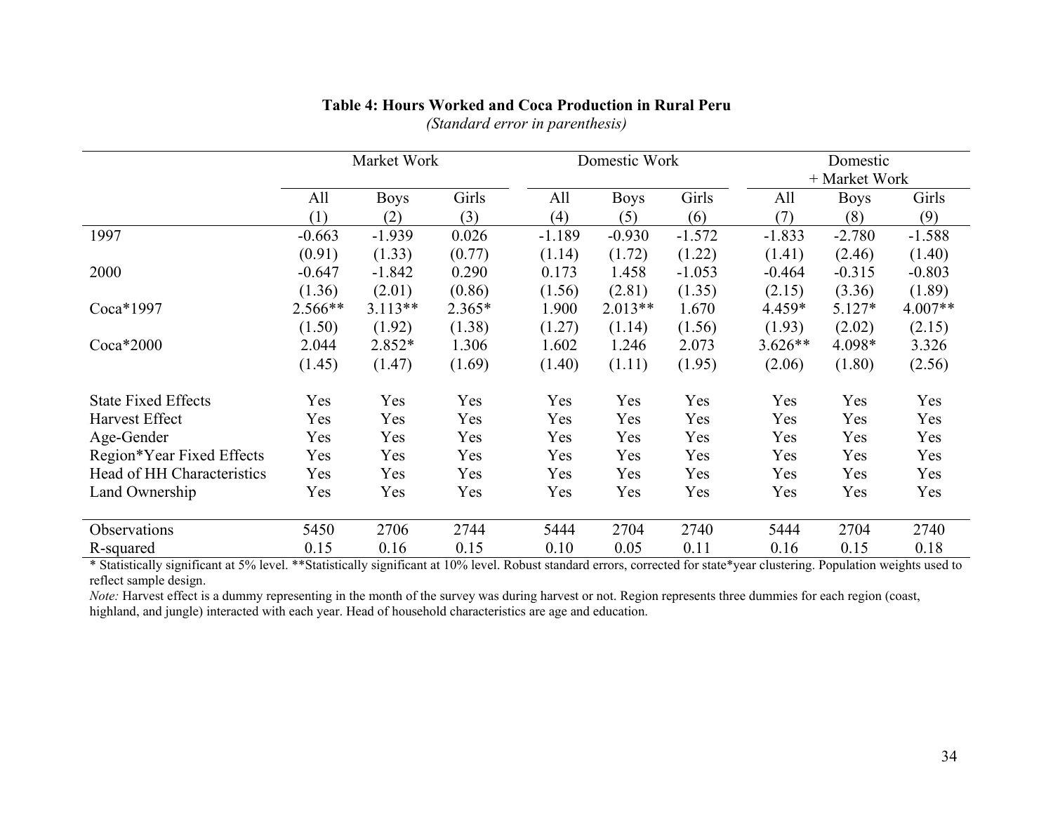**Table 4: Hours Worked and Coca Production in Rural Peru**

*(Standard error in parenthesis)*

| | Market Work | | | Domestic Work | | | Domestic + Market Work | | |
|---|---|---|---|---|---|---|---|---|---|
| | All | Boys | Girls | All | Boys | Girls | All | Boys | Girls |
| | (1) | (2) | (3) | (4) | (5) | (6) | (7) | (8) | (9) |
| 1997 | -0.663 | -1.939 | 0.026 | -1.189 | -0.930 | -1.572 | -1.833 | -2.780 | -1.588 |
| | (0.91) | (1.33) | (0.77) | (1.14) | (1.72) | (1.22) | (1.41) | (2.46) | (1.40) |
| 2000 | -0.647 | -1.842 | 0.290 | 0.173 | 1.458 | -1.053 | -0.464 | -0.315 | -0.803 |
| | (1.36) | (2.01) | (0.86) | (1.56) | (2.81) | (1.35) | (2.15) | (3.36) | (1.89) |
| Coca*1997 | 2.566** | 3.113** | 2.365* | 1.900 | 2.013** | 1.670 | 4.459* | 5.127* | 4.007** |
| | (1.50) | (1.92) | (1.38) | (1.27) | (1.14) | (1.56) | (1.93) | (2.02) | (2.15) |
| Coca*2000 | 2.044 | 2.852* | 1.306 | 1.602 | 1.246 | 2.073 | 3.626** | 4.098* | 3.326 |
| | (1.45) | (1.47) | (1.69) | (1.40) | (1.11) | (1.95) | (2.06) | (1.80) | (2.56) |
| State Fixed Effects | Yes | Yes | Yes | Yes | Yes | Yes | Yes | Yes | Yes |
| Harvest Effect | Yes | Yes | Yes | Yes | Yes | Yes | Yes | Yes | Yes |
| Age-Gender | Yes | Yes | Yes | Yes | Yes | Yes | Yes | Yes | Yes |
| Region*Year Fixed Effects | Yes | Yes | Yes | Yes | Yes | Yes | Yes | Yes | Yes |
| Head of HH Characteristics | Yes | Yes | Yes | Yes | Yes | Yes | Yes | Yes | Yes |
| Land Ownership | Yes | Yes | Yes | Yes | Yes | Yes | Yes | Yes | Yes |
| Observations | 5450 | 2706 | 2744 | 5444 | 2704 | 2740 | 5444 | 2704 | 2740 |
| R-squared | 0.15 | 0.16 | 0.15 | 0.10 | 0.05 | 0.11 | 0.16 | 0.15 | 0.18 |

* Statistically significant at 5% level. **Statistically significant at 10% level. Robust standard errors, corrected for state*year clustering. Population weights used to reflect sample design.

*Note:* Harvest effect is a dummy representing in the month of the survey was during harvest or not. Region represents three dummies for each region (coast, highland, and jungle) interacted with each year. Head of household characteristics are age and education.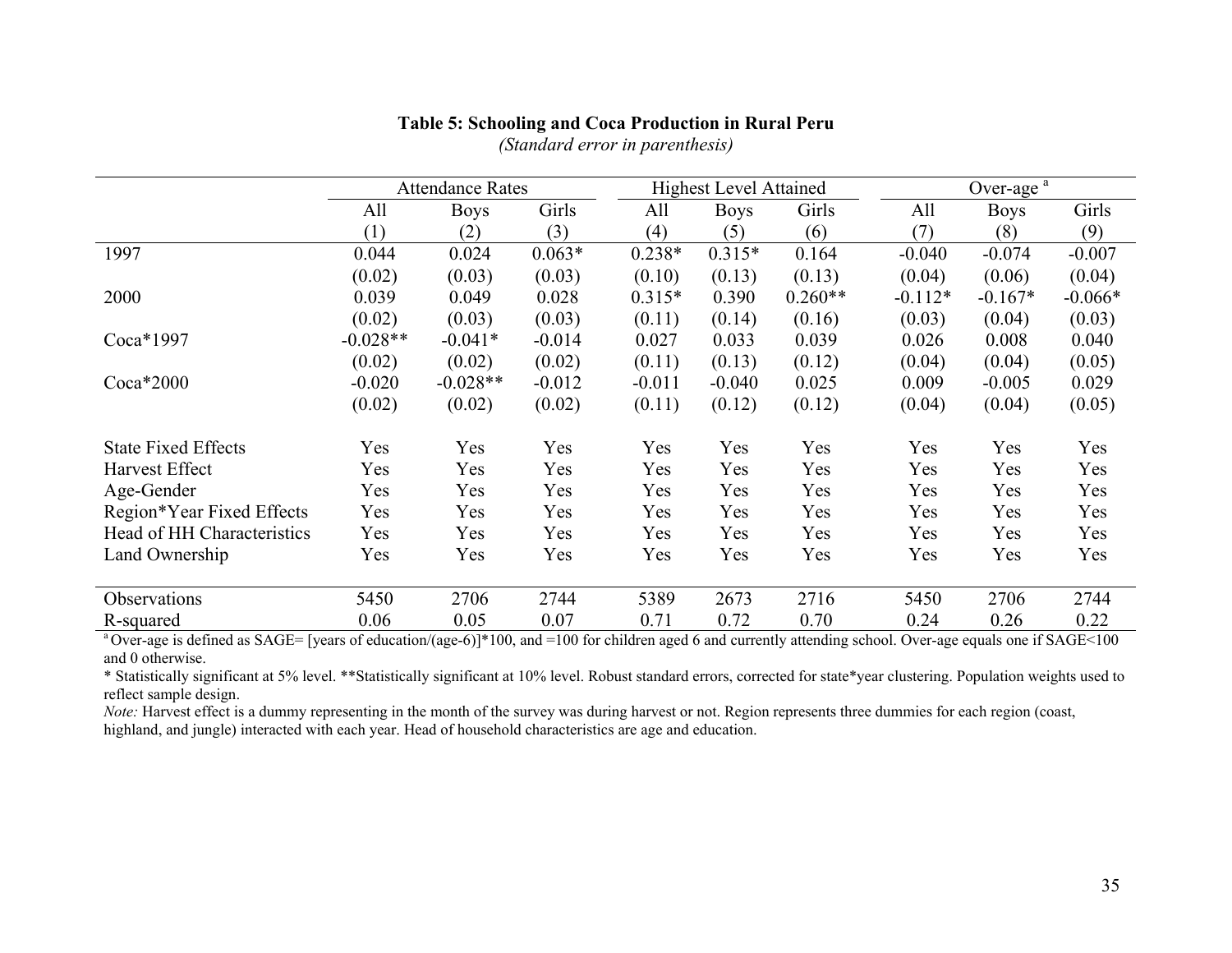**Table 5: Schooling and Coca Production in Rural Peru**

*(Standard error in parenthesis)*

| | Attendance Rates | | | Highest Level Attained | | | Over-age [a] | | |
|---|---|---|---|---|---|---|---|---|---|
| | All | Boys | Girls | All | Boys | Girls | All | Boys | Girls |
| | (1) | (2) | (3) | (4) | (5) | (6) | (7) | (8) | (9) |
| 1997 | 0.044 | 0.024 | 0.063* | 0.238* | 0.315* | 0.164 | -0.040 | -0.074 | -0.007 |
| | (0.02) | (0.03) | (0.03) | (0.10) | (0.13) | (0.13) | (0.04) | (0.06) | (0.04) |
| 2000 | 0.039 | 0.049 | 0.028 | 0.315* | 0.390 | 0.260** | -0.112* | -0.167* | -0.066* |
| | (0.02) | (0.03) | (0.03) | (0.11) | (0.14) | (0.16) | (0.03) | (0.04) | (0.03) |
| Coca*1997 | -0.028** | -0.041* | -0.014 | 0.027 | 0.033 | 0.039 | 0.026 | 0.008 | 0.040 |
| | (0.02) | (0.02) | (0.02) | (0.11) | (0.13) | (0.12) | (0.04) | (0.04) | (0.05) |
| Coca*2000 | -0.020 | -0.028** | -0.012 | -0.011 | -0.040 | 0.025 | 0.009 | -0.005 | 0.029 |
| | (0.02) | (0.02) | (0.02) | (0.11) | (0.12) | (0.12) | (0.04) | (0.04) | (0.05) |
| State Fixed Effects | Yes | Yes | Yes | Yes | Yes | Yes | Yes | Yes | Yes |
| Harvest Effect | Yes | Yes | Yes | Yes | Yes | Yes | Yes | Yes | Yes |
| Age-Gender | Yes | Yes | Yes | Yes | Yes | Yes | Yes | Yes | Yes |
| Region*Year Fixed Effects | Yes | Yes | Yes | Yes | Yes | Yes | Yes | Yes | Yes |
| Head of HH Characteristics | Yes | Yes | Yes | Yes | Yes | Yes | Yes | Yes | Yes |
| Land Ownership | Yes | Yes | Yes | Yes | Yes | Yes | Yes | Yes | Yes |
| Observations | 5450 | 2706 | 2744 | 5389 | 2673 | 2716 | 5450 | 2706 | 2744 |
| R-squared | 0.06 | 0.05 | 0.07 | 0.71 | 0.72 | 0.70 | 0.24 | 0.26 | 0.22 |

[a] Over-age is defined as SAGE= [years of education/(age-6)]*100, and =100 for children aged 6 and currently attending school. Over-age equals one if SAGE<100 and 0 otherwise.

* Statistically significant at 5% level. **Statistically significant at 10% level. Robust standard errors, corrected for state*year clustering. Population weights used to reflect sample design.

*Note:* Harvest effect is a dummy representing in the month of the survey was during harvest or not. Region represents three dummies for each region (coast, highland, and jungle) interacted with each year. Head of household characteristics are age and education.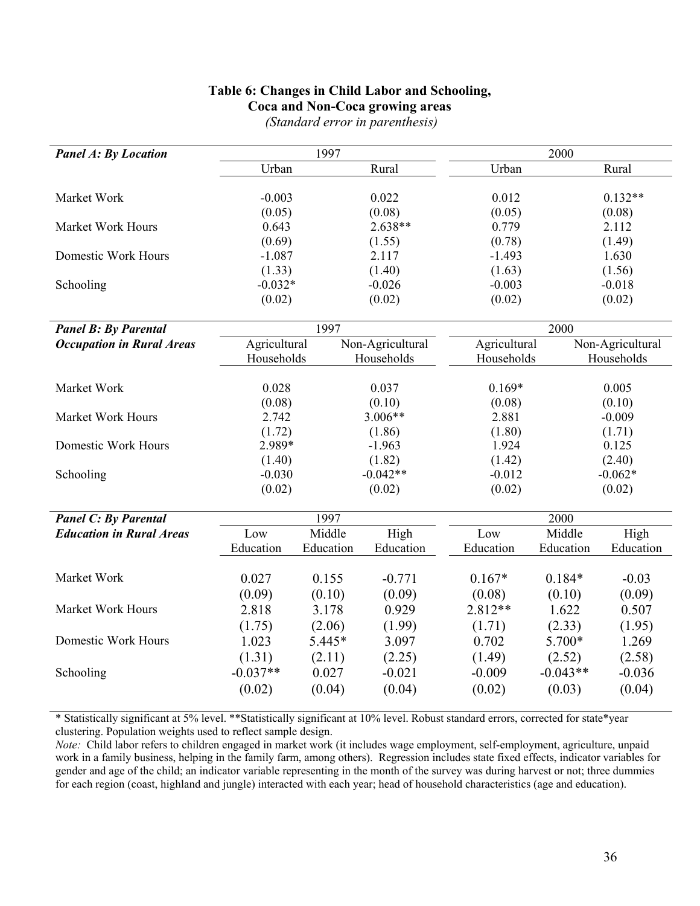**Table 6: Changes in Child Labor and Schooling, Coca and Non-Coca growing areas**

*(Standard error in parenthesis)*

| ***Panel A: By Location*** | 1997 | | 2000 | |
|---|---|---|---|---|
| | Urban | Rural | Urban | Rural |
| Market Work | -0.003 | 0.022 | 0.012 | 0.132** |
| | (0.05) | (0.08) | (0.05) | (0.08) |
| Market Work Hours | 0.643 | 2.638** | 0.779 | 2.112 |
| | (0.69) | (1.55) | (0.78) | (1.49) |
| Domestic Work Hours | -1.087 | 2.117 | -1.493 | 1.630 |
| | (1.33) | (1.40) | (1.63) | (1.56) |
| Schooling | -0.032* | -0.026 | -0.003 | -0.018 |
| | (0.02) | (0.02) | (0.02) | (0.02) |

| ***Panel B: By Parental Occupation in Rural Areas*** | 1997 | | 2000 | |
|---|---|---|---|---|
| | Agricultural Households | Non-Agricultural Households | Agricultural Households | Non-Agricultural Households |
| Market Work | 0.028 | 0.037 | 0.169* | 0.005 |
| | (0.08) | (0.10) | (0.08) | (0.10) |
| Market Work Hours | 2.742 | 3.006** | 2.881 | -0.009 |
| | (1.72) | (1.86) | (1.80) | (1.71) |
| Domestic Work Hours | 2.989* | -1.963 | 1.924 | 0.125 |
| | (1.40) | (1.82) | (1.42) | (2.40) |
| Schooling | -0.030 | -0.042** | -0.012 | -0.062* |
| | (0.02) | (0.02) | (0.02) | (0.02) |

| ***Panel C: By Parental Education in Rural Areas*** | 1997 | | | 2000 | | |
|---|---|---|---|---|---|---|
| | Low Education | Middle Education | High Education | Low Education | Middle Education | High Education |
| Market Work | 0.027 | 0.155 | -0.771 | 0.167* | 0.184* | -0.03 |
| | (0.09) | (0.10) | (0.09) | (0.08) | (0.10) | (0.09) |
| Market Work Hours | 2.818 | 3.178 | 0.929 | 2.812** | 1.622 | 0.507 |
| | (1.75) | (2.06) | (1.99) | (1.71) | (2.33) | (1.95) |
| Domestic Work Hours | 1.023 | 5.445* | 3.097 | 0.702 | 5.700* | 1.269 |
| | (1.31) | (2.11) | (2.25) | (1.49) | (2.52) | (2.58) |
| Schooling | -0.037** | 0.027 | -0.021 | -0.009 | -0.043** | -0.036 |
| | (0.02) | (0.04) | (0.04) | (0.02) | (0.03) | (0.04) |

* Statistically significant at 5% level. **Statistically significant at 10% level. Robust standard errors, corrected for state*year clustering. Population weights used to reflect sample design.

*Note:* Child labor refers to children engaged in market work (it includes wage employment, self-employment, agriculture, unpaid work in a family business, helping in the family farm, among others). Regression includes state fixed effects, indicator variables for gender and age of the child; an indicator variable representing in the month of the survey was during harvest or not; three dummies for each region (coast, highland and jungle) interacted with each year; head of household characteristics (age and education).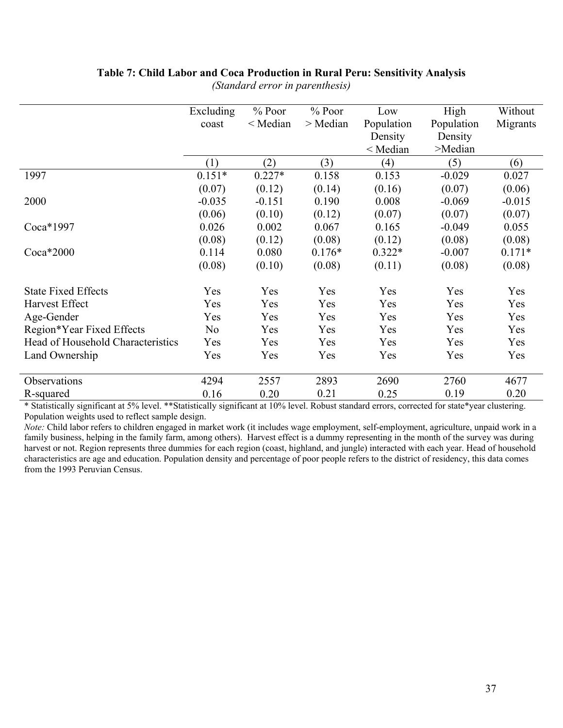**Table 7: Child Labor and Coca Production in Rural Peru: Sensitivity Analysis**

*(Standard error in parenthesis)*

| | Excluding coast | % Poor < Median | % Poor > Median | Low Population Density < Median | High Population Density >Median | Without Migrants |
|---|---|---|---|---|---|---|
| | (1) | (2) | (3) | (4) | (5) | (6) |
| 1997 | 0.151* | 0.227* | 0.158 | 0.153 | -0.029 | 0.027 |
| | (0.07) | (0.12) | (0.14) | (0.16) | (0.07) | (0.06) |
| 2000 | -0.035 | -0.151 | 0.190 | 0.008 | -0.069 | -0.015 |
| | (0.06) | (0.10) | (0.12) | (0.07) | (0.07) | (0.07) |
| Coca*1997 | 0.026 | 0.002 | 0.067 | 0.165 | -0.049 | 0.055 |
| | (0.08) | (0.12) | (0.08) | (0.12) | (0.08) | (0.08) |
| Coca*2000 | 0.114 | 0.080 | 0.176* | 0.322* | -0.007 | 0.171* |
| | (0.08) | (0.10) | (0.08) | (0.11) | (0.08) | (0.08) |
| State Fixed Effects | Yes | Yes | Yes | Yes | Yes | Yes |
| Harvest Effect | Yes | Yes | Yes | Yes | Yes | Yes |
| Age-Gender | Yes | Yes | Yes | Yes | Yes | Yes |
| Region*Year Fixed Effects | No | Yes | Yes | Yes | Yes | Yes |
| Head of Household Characteristics | Yes | Yes | Yes | Yes | Yes | Yes |
| Land Ownership | Yes | Yes | Yes | Yes | Yes | Yes |
| Observations | 4294 | 2557 | 2893 | 2690 | 2760 | 4677 |
| R-squared | 0.16 | 0.20 | 0.21 | 0.25 | 0.19 | 0.20 |

* Statistically significant at 5% level. **Statistically significant at 10% level. Robust standard errors, corrected for state*year clustering. Population weights used to reflect sample design.

*Note:* Child labor refers to children engaged in market work (it includes wage employment, self-employment, agriculture, unpaid work in a family business, helping in the family farm, among others). Harvest effect is a dummy representing in the month of the survey was during harvest or not. Region represents three dummies for each region (coast, highland, and jungle) interacted with each year. Head of household characteristics are age and education. Population density and percentage of poor people refers to the district of residency, this data comes from the 1993 Peruvian Census.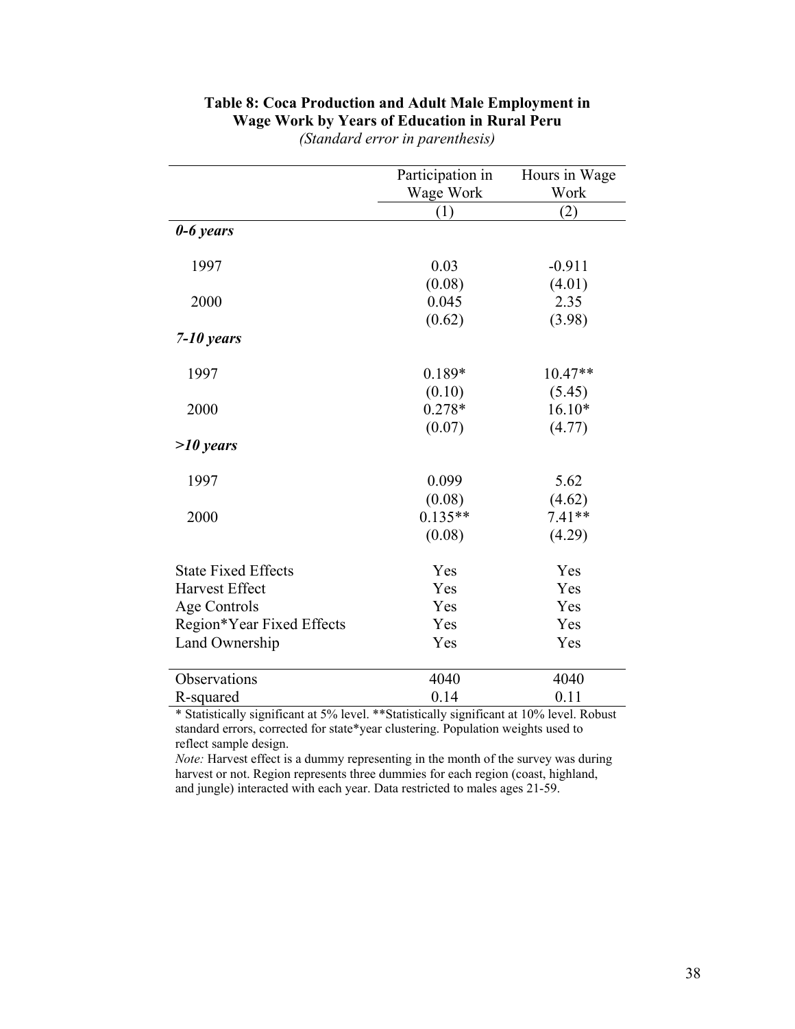**Table 8: Coca Production and Adult Male Employment in Wage Work by Years of Education in Rural Peru**

*(Standard error in parenthesis)*

| | Participation in Wage Work | Hours in Wage Work |
|---|---|---|
| | (1) | (2) |
| ***0-6 years*** | | |
| 1997 | 0.03 | -0.911 |
| | (0.08) | (4.01) |
| 2000 | 0.045 | 2.35 |
| | (0.62) | (3.98) |
| ***7-10 years*** | | |
| 1997 | 0.189* | 10.47** |
| | (0.10) | (5.45) |
| 2000 | 0.278* | 16.10* |
| | (0.07) | (4.77) |
| ***>10 years*** | | |
| 1997 | 0.099 | 5.62 |
| | (0.08) | (4.62) |
| 2000 | 0.135** | 7.41** |
| | (0.08) | (4.29) |
| State Fixed Effects | Yes | Yes |
| Harvest Effect | Yes | Yes |
| Age Controls | Yes | Yes |
| Region*Year Fixed Effects | Yes | Yes |
| Land Ownership | Yes | Yes |
| Observations | 4040 | 4040 |
| R-squared | 0.14 | 0.11 |

* Statistically significant at 5% level. **Statistically significant at 10% level. Robust standard errors, corrected for state*year clustering. Population weights used to reflect sample design.

*Note:* Harvest effect is a dummy representing in the month of the survey was during harvest or not. Region represents three dummies for each region (coast, highland, and jungle) interacted with each year. Data restricted to males ages 21-59.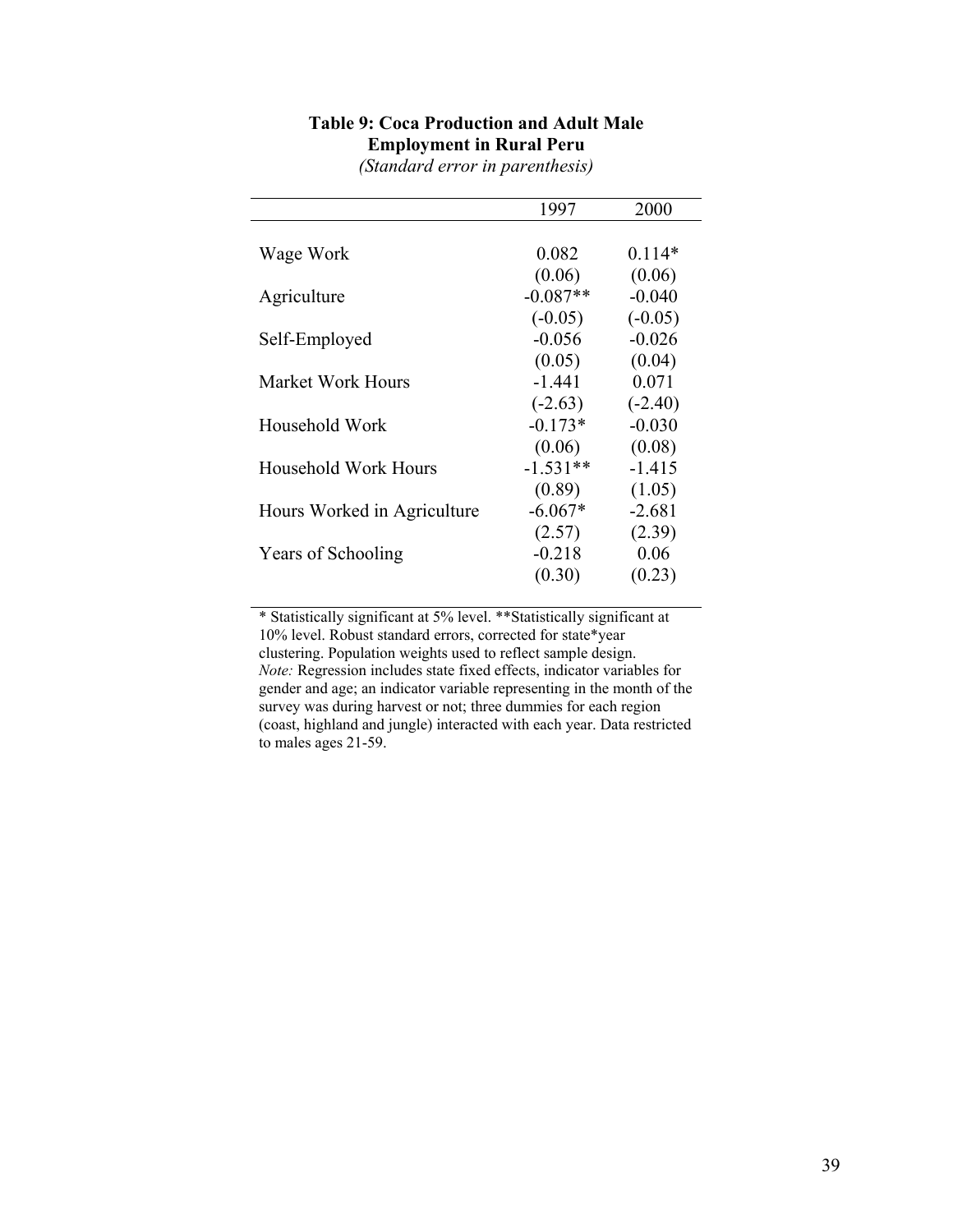**Table 9: Coca Production and Adult Male Employment in Rural Peru**

*(Standard error in parenthesis)*

| | 1997 | 2000 |
|---|---|---|
| Wage Work | 0.082 | 0.114* |
| | (0.06) | (0.06) |
| Agriculture | -0.087** | -0.040 |
| | (-0.05) | (-0.05) |
| Self-Employed | -0.056 | -0.026 |
| | (0.05) | (0.04) |
| Market Work Hours | -1.441 | 0.071 |
| | (-2.63) | (-2.40) |
| Household Work | -0.173* | -0.030 |
| | (0.06) | (0.08) |
| Household Work Hours | -1.531** | -1.415 |
| | (0.89) | (1.05) |
| Hours Worked in Agriculture | -6.067* | -2.681 |
| | (2.57) | (2.39) |
| Years of Schooling | -0.218 | 0.06 |
| | (0.30) | (0.23) |

* Statistically significant at 5% level. **Statistically significant at 10% level. Robust standard errors, corrected for state*year clustering. Population weights used to reflect sample design.
*Note:* Regression includes state fixed effects, indicator variables for gender and age; an indicator variable representing in the month of the survey was during harvest or not; three dummies for each region (coast, highland and jungle) interacted with each year. Data restricted to males ages 21-59.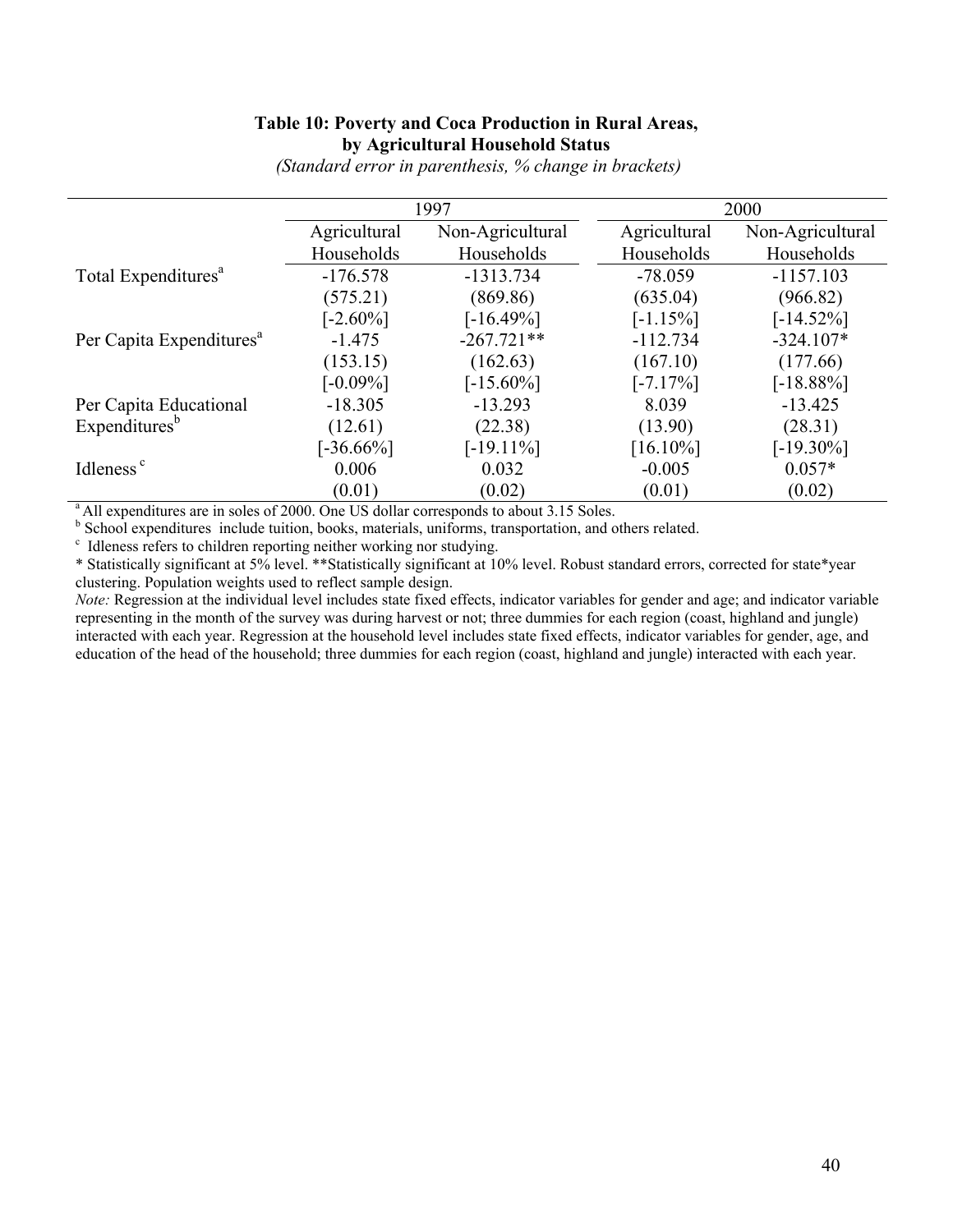**Table 10: Poverty and Coca Production in Rural Areas, by Agricultural Household Status**

*(Standard error in parenthesis, % change in brackets)*

| | 1997 | | 2000 | |
|---|---|---|---|---|
| | Agricultural Households | Non-Agricultural Households | Agricultural Households | Non-Agricultural Households |
| Total Expenditures[a] | -176.578 | -1313.734 | -78.059 | -1157.103 |
| | (575.21) | (869.86) | (635.04) | (966.82) |
| | [-2.60%] | [-16.49%] | [-1.15%] | [-14.52%] |
| Per Capita Expenditures[a] | -1.475 | -267.721** | -112.734 | -324.107* |
| | (153.15) | (162.63) | (167.10) | (177.66) |
| | [-0.09%] | [-15.60%] | [-7.17%] | [-18.88%] |
| Per Capita Educational Expenditures[b] | -18.305 | -13.293 | 8.039 | -13.425 |
| | (12.61) | (22.38) | (13.90) | (28.31) |
| | [-36.66%] | [-19.11%] | [16.10%] | [-19.30%] |
| Idleness[c] | 0.006 | 0.032 | -0.005 | 0.057* |
| | (0.01) | (0.02) | (0.01) | (0.02) |

[a] All expenditures are in soles of 2000. One US dollar corresponds to about 3.15 Soles.

[b] School expenditures include tuition, books, materials, uniforms, transportation, and others related.

[c] Idleness refers to children reporting neither working nor studying.

* Statistically significant at 5% level. **Statistically significant at 10% level. Robust standard errors, corrected for state*year clustering. Population weights used to reflect sample design.

*Note:* Regression at the individual level includes state fixed effects, indicator variables for gender and age; and indicator variable representing in the month of the survey was during harvest or not; three dummies for each region (coast, highland and jungle) interacted with each year. Regression at the household level includes state fixed effects, indicator variables for gender, age, and education of the head of the household; three dummies for each region (coast, highland and jungle) interacted with each year.